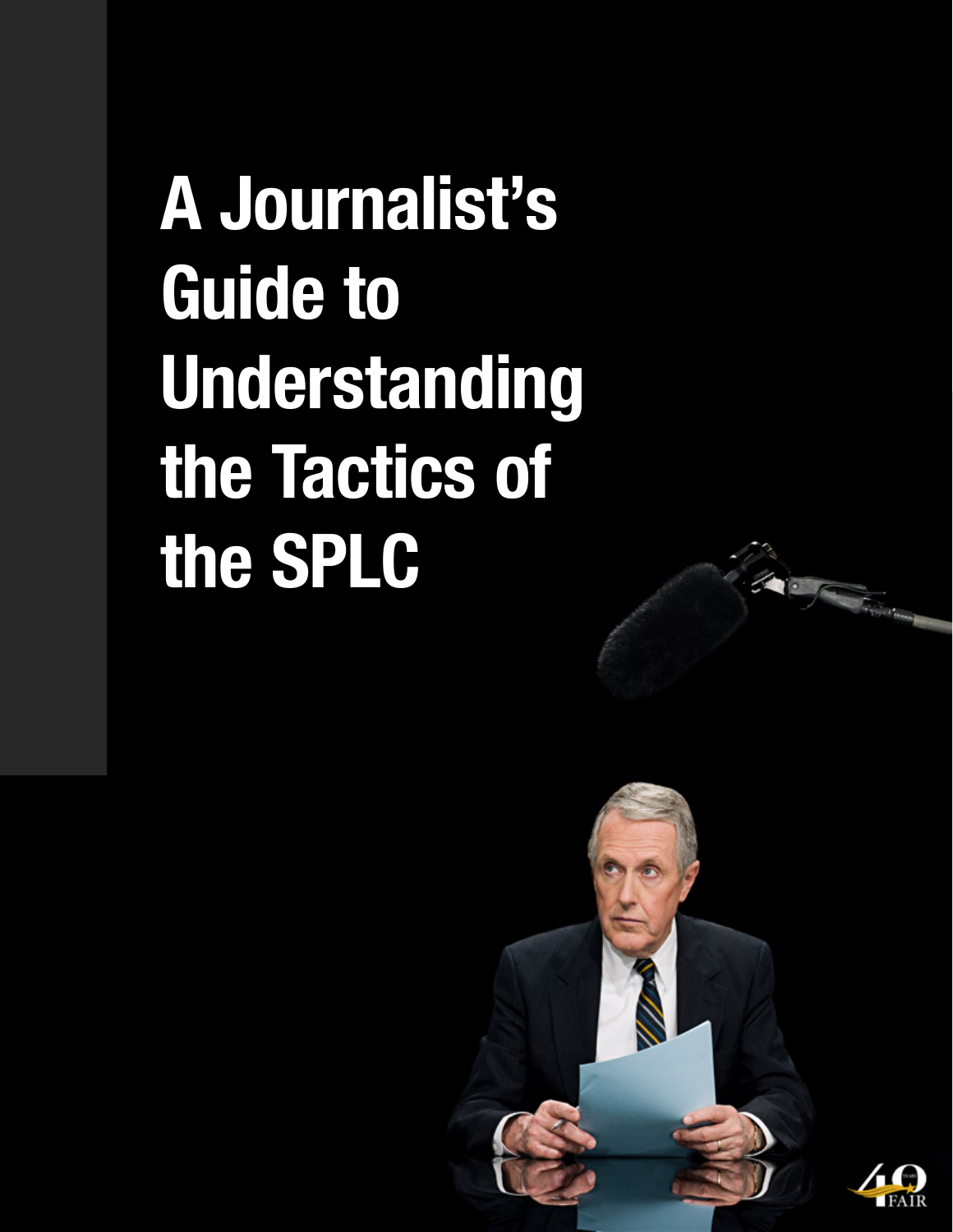# A Journalist's Guide to Understanding the Tactics of the SPLC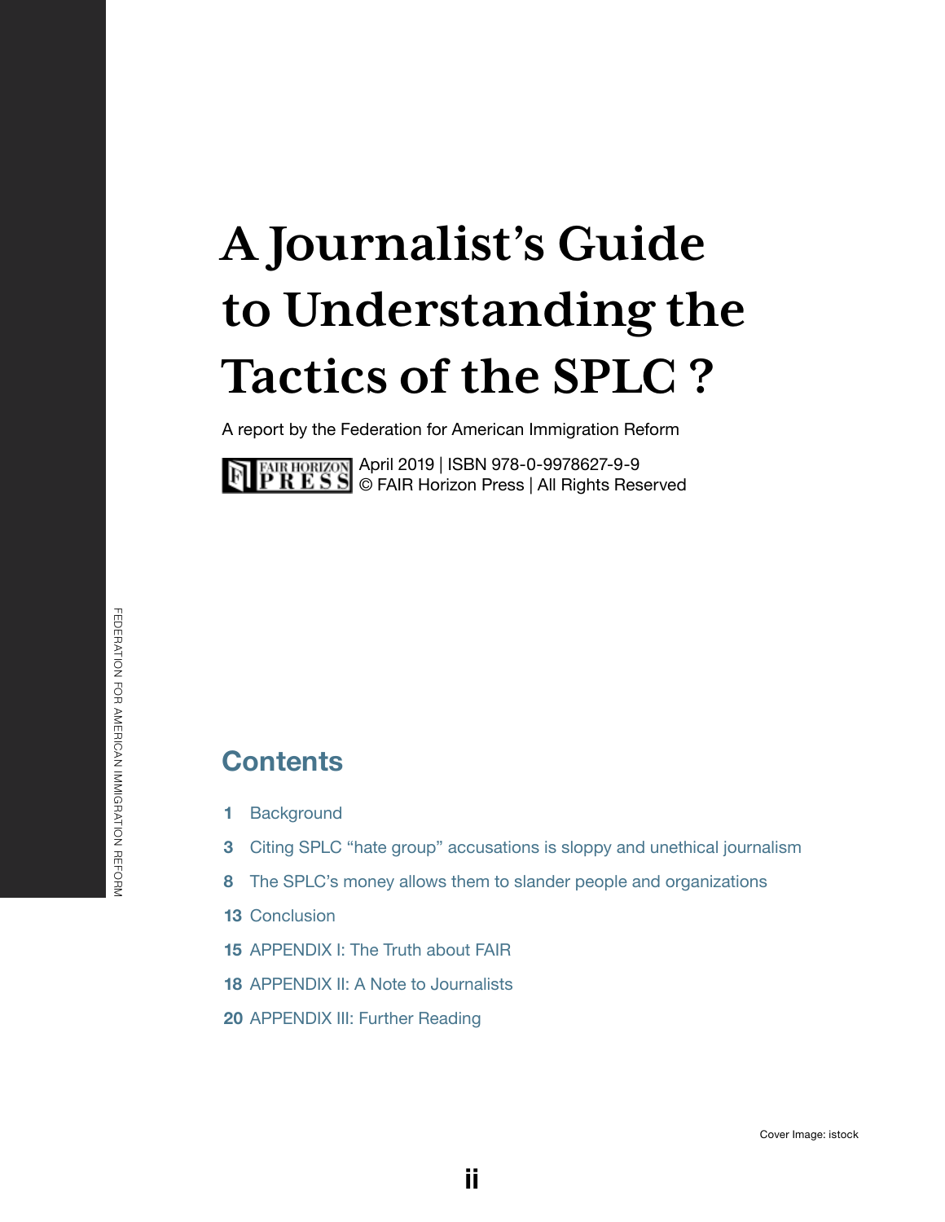# A Journalist's Guide to Understanding the Tactics of the SPLC ?

A report by the Federation for American Immigration Reform

FAIR HORIZON PRESS April 2019 | ISBN 978-0-9978627-9-9
© FAIR Horizon Press | All Rights Reserved

FEDERATION FOR AMERICAN IMMIGRATION REFORM

## Contents

1 Background

3 Citing SPLC "hate group" accusations is sloppy and unethical journalism

8 The SPLC's money allows them to slander people and organizations

13 Conclusion

15 APPENDIX I: The Truth about FAIR

18 APPENDIX II: A Note to Journalists

20 APPENDIX III: Further Reading

Cover Image: istock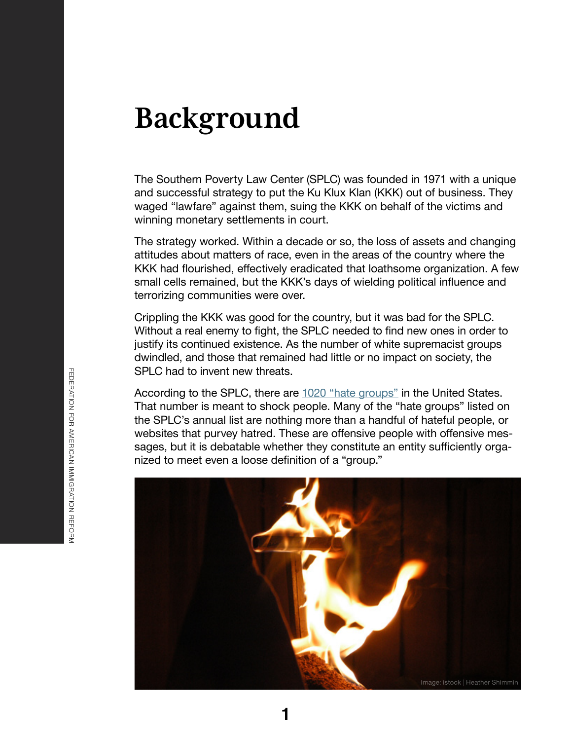# Background

The Southern Poverty Law Center (SPLC) was founded in 1971 with a unique and successful strategy to put the Ku Klux Klan (KKK) out of business. They waged "lawfare" against them, suing the KKK on behalf of the victims and winning monetary settlements in court.

The strategy worked. Within a decade or so, the loss of assets and changing attitudes about matters of race, even in the areas of the country where the KKK had flourished, effectively eradicated that loathsome organization. A few small cells remained, but the KKK's days of wielding political influence and terrorizing communities were over.

Crippling the KKK was good for the country, but it was bad for the SPLC. Without a real enemy to fight, the SPLC needed to find new ones in order to justify its continued existence. As the number of white supremacist groups dwindled, and those that remained had little or no impact on society, the SPLC had to invent new threats.

According to the SPLC, there are 1020 "hate groups" in the United States. That number is meant to shock people. Many of the "hate groups" listed on the SPLC's annual list are nothing more than a handful of hateful people, or websites that purvey hatred. These are offensive people with offensive messages, but it is debatable whether they constitute an entity sufficiently organized to meet even a loose definition of a "group."

Image: istock | Heather Shimmin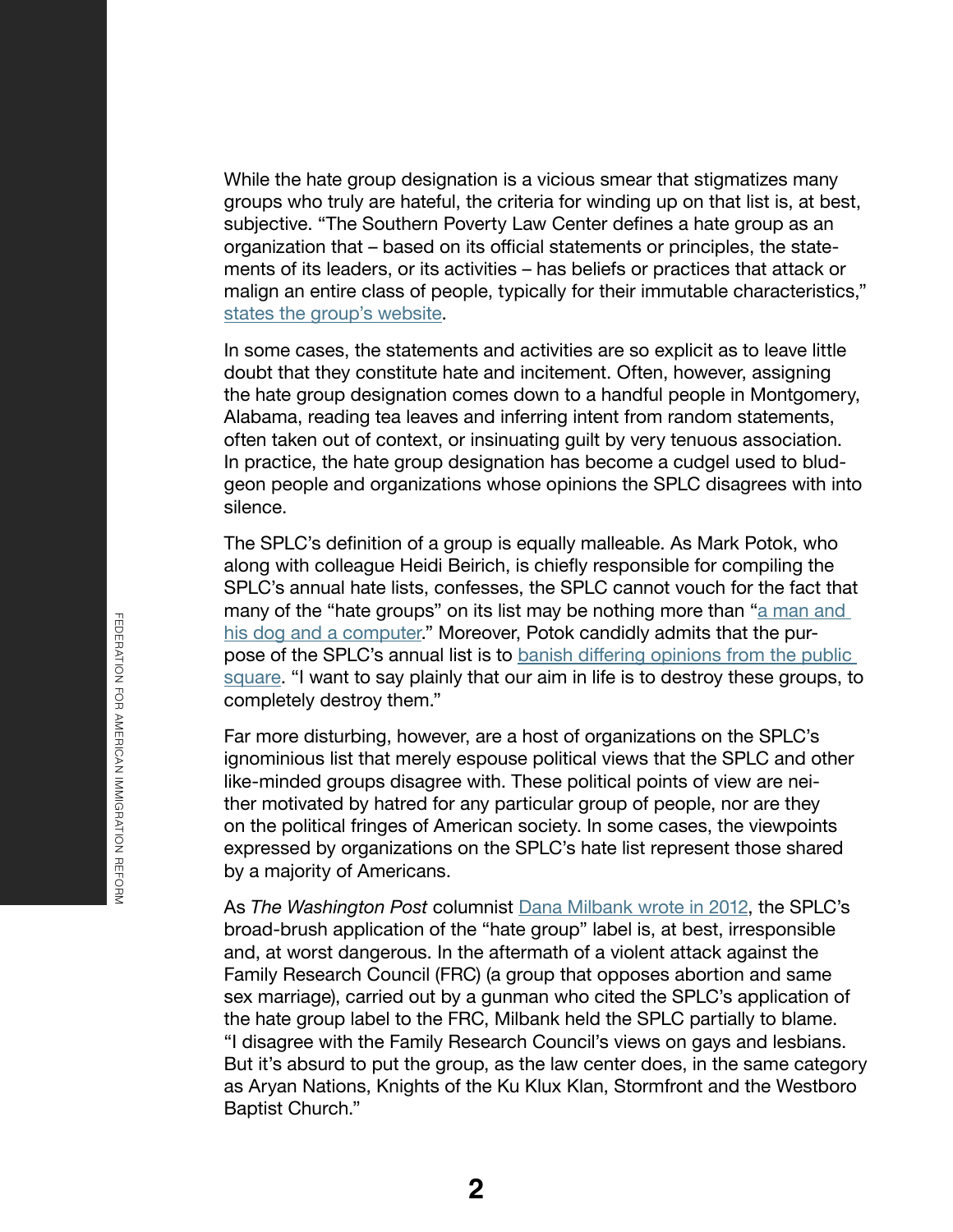While the hate group designation is a vicious smear that stigmatizes many groups who truly are hateful, the criteria for winding up on that list is, at best, subjective. "The Southern Poverty Law Center defines a hate group as an organization that – based on its official statements or principles, the statements of its leaders, or its activities – has beliefs or practices that attack or malign an entire class of people, typically for their immutable characteristics," states the group's website.

In some cases, the statements and activities are so explicit as to leave little doubt that they constitute hate and incitement. Often, however, assigning the hate group designation comes down to a handful people in Montgomery, Alabama, reading tea leaves and inferring intent from random statements, often taken out of context, or insinuating guilt by very tenuous association. In practice, the hate group designation has become a cudgel used to bludgeon people and organizations whose opinions the SPLC disagrees with into silence.

The SPLC's definition of a group is equally malleable. As Mark Potok, who along with colleague Heidi Beirich, is chiefly responsible for compiling the SPLC's annual hate lists, confesses, the SPLC cannot vouch for the fact that many of the "hate groups" on its list may be nothing more than "a man and his dog and a computer." Moreover, Potok candidly admits that the purpose of the SPLC's annual list is to banish differing opinions from the public square. "I want to say plainly that our aim in life is to destroy these groups, to completely destroy them."

Far more disturbing, however, are a host of organizations on the SPLC's ignominious list that merely espouse political views that the SPLC and other like-minded groups disagree with. These political points of view are neither motivated by hatred for any particular group of people, nor are they on the political fringes of American society. In some cases, the viewpoints expressed by organizations on the SPLC's hate list represent those shared by a majority of Americans.

As *The Washington Post* columnist Dana Milbank wrote in 2012, the SPLC's broad-brush application of the "hate group" label is, at best, irresponsible and, at worst dangerous. In the aftermath of a violent attack against the Family Research Council (FRC) (a group that opposes abortion and same sex marriage), carried out by a gunman who cited the SPLC's application of the hate group label to the FRC, Milbank held the SPLC partially to blame. "I disagree with the Family Research Council's views on gays and lesbians. But it's absurd to put the group, as the law center does, in the same category as Aryan Nations, Knights of the Ku Klux Klan, Stormfront and the Westboro Baptist Church."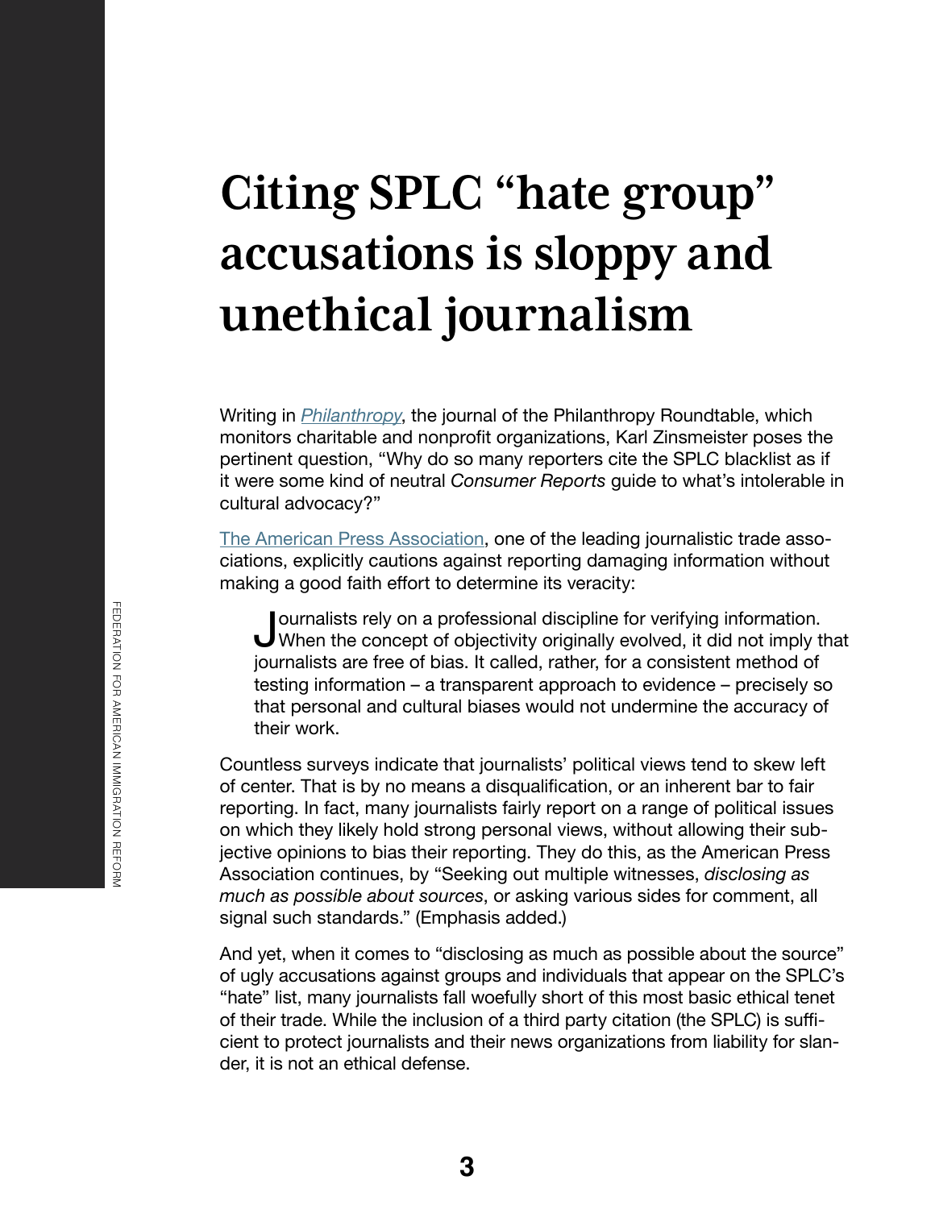# Citing SPLC "hate group" accusations is sloppy and unethical journalism

Writing in *Philanthropy*, the journal of the Philanthropy Roundtable, which monitors charitable and nonprofit organizations, Karl Zinsmeister poses the pertinent question, "Why do so many reporters cite the SPLC blacklist as if it were some kind of neutral *Consumer Reports* guide to what's intolerable in cultural advocacy?"

The American Press Association, one of the leading journalistic trade associations, explicitly cautions against reporting damaging information without making a good faith effort to determine its veracity:

> Journalists rely on a professional discipline for verifying information. When the concept of objectivity originally evolved, it did not imply that journalists are free of bias. It called, rather, for a consistent method of testing information – a transparent approach to evidence – precisely so that personal and cultural biases would not undermine the accuracy of their work.

Countless surveys indicate that journalists' political views tend to skew left of center. That is by no means a disqualification, or an inherent bar to fair reporting. In fact, many journalists fairly report on a range of political issues on which they likely hold strong personal views, without allowing their subjective opinions to bias their reporting. They do this, as the American Press Association continues, by "Seeking out multiple witnesses, *disclosing as much as possible about sources*, or asking various sides for comment, all signal such standards." (Emphasis added.)

And yet, when it comes to "disclosing as much as possible about the source" of ugly accusations against groups and individuals that appear on the SPLC's "hate" list, many journalists fall woefully short of this most basic ethical tenet of their trade. While the inclusion of a third party citation (the SPLC) is sufficient to protect journalists and their news organizations from liability for slander, it is not an ethical defense.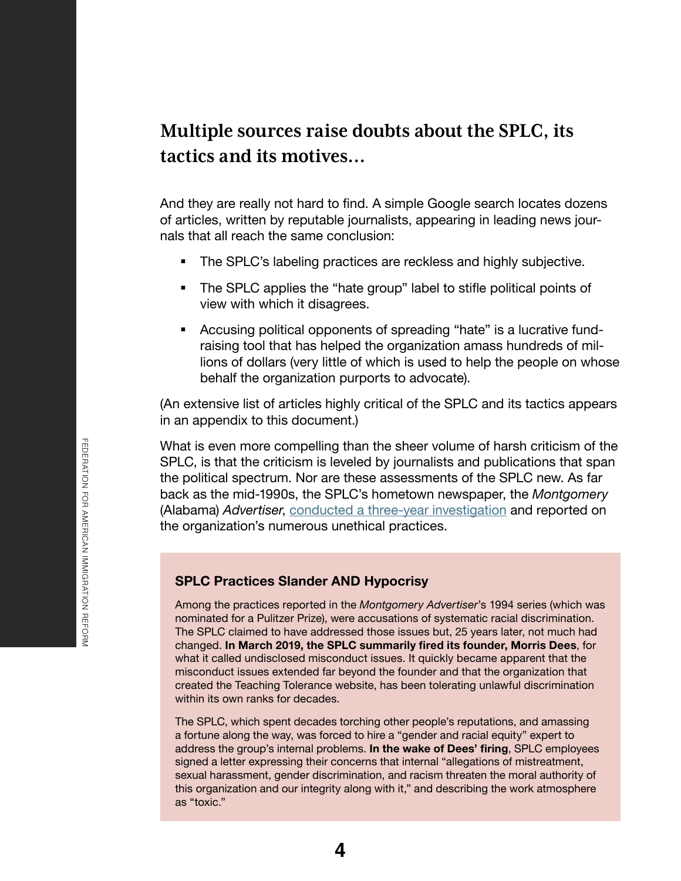## Multiple sources raise doubts about the SPLC, its tactics and its motives…

And they are really not hard to find. A simple Google search locates dozens of articles, written by reputable journalists, appearing in leading news journals that all reach the same conclusion:

- The SPLC's labeling practices are reckless and highly subjective.
- The SPLC applies the "hate group" label to stifle political points of view with which it disagrees.
- Accusing political opponents of spreading "hate" is a lucrative fundraising tool that has helped the organization amass hundreds of millions of dollars (very little of which is used to help the people on whose behalf the organization purports to advocate).

(An extensive list of articles highly critical of the SPLC and its tactics appears in an appendix to this document.)

What is even more compelling than the sheer volume of harsh criticism of the SPLC, is that the criticism is leveled by journalists and publications that span the political spectrum. Nor are these assessments of the SPLC new. As far back as the mid-1990s, the SPLC's hometown newspaper, the *Montgomery* (Alabama) *Advertiser*, conducted a three-year investigation and reported on the organization's numerous unethical practices.

### SPLC Practices Slander AND Hypocrisy

Among the practices reported in the *Montgomery Advertiser*'s 1994 series (which was nominated for a Pulitzer Prize), were accusations of systematic racial discrimination. The SPLC claimed to have addressed those issues but, 25 years later, not much had changed. **In March 2019, the SPLC summarily fired its founder, Morris Dees**, for what it called undisclosed misconduct issues. It quickly became apparent that the misconduct issues extended far beyond the founder and that the organization that created the Teaching Tolerance website, has been tolerating unlawful discrimination within its own ranks for decades.

The SPLC, which spent decades torching other people's reputations, and amassing a fortune along the way, was forced to hire a "gender and racial equity" expert to address the group's internal problems. **In the wake of Dees' firing**, SPLC employees signed a letter expressing their concerns that internal "allegations of mistreatment, sexual harassment, gender discrimination, and racism threaten the moral authority of this organization and our integrity along with it," and describing the work atmosphere as "toxic."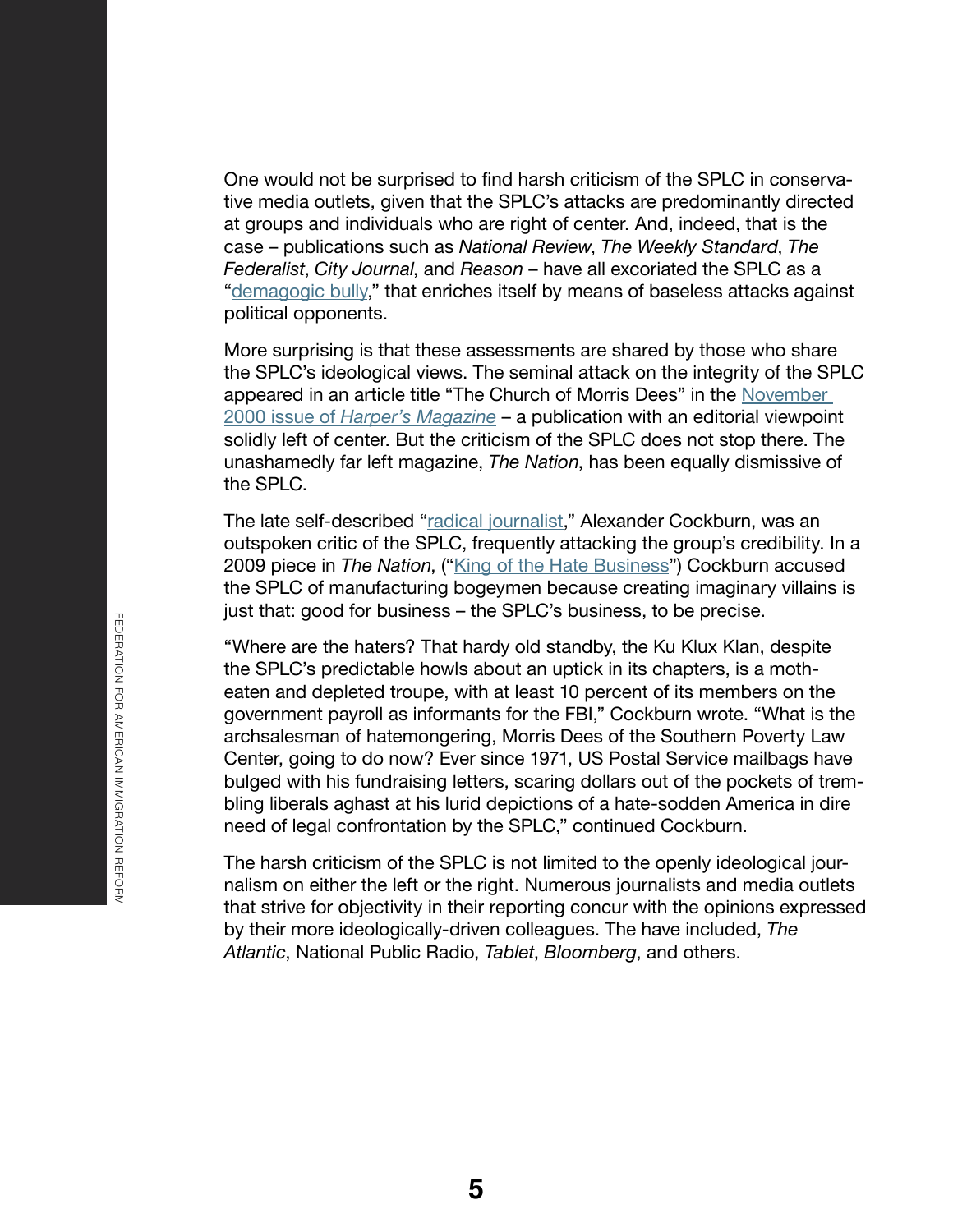One would not be surprised to find harsh criticism of the SPLC in conservative media outlets, given that the SPLC's attacks are predominantly directed at groups and individuals who are right of center. And, indeed, that is the case – publications such as *National Review*, *The Weekly Standard*, *The Federalist*, *City Journal*, and *Reason* – have all excoriated the SPLC as a "demagogic bully," that enriches itself by means of baseless attacks against political opponents.

More surprising is that these assessments are shared by those who share the SPLC's ideological views. The seminal attack on the integrity of the SPLC appeared in an article title "The Church of Morris Dees" in the November 2000 issue of *Harper's Magazine* – a publication with an editorial viewpoint solidly left of center. But the criticism of the SPLC does not stop there. The unashamedly far left magazine, *The Nation*, has been equally dismissive of the SPLC.

The late self-described "radical journalist," Alexander Cockburn, was an outspoken critic of the SPLC, frequently attacking the group's credibility. In a 2009 piece in *The Nation*, ("King of the Hate Business") Cockburn accused the SPLC of manufacturing bogeymen because creating imaginary villains is just that: good for business – the SPLC's business, to be precise.

"Where are the haters? That hardy old standby, the Ku Klux Klan, despite the SPLC's predictable howls about an uptick in its chapters, is a moth-eaten and depleted troupe, with at least 10 percent of its members on the government payroll as informants for the FBI," Cockburn wrote. "What is the archsalesman of hatemongering, Morris Dees of the Southern Poverty Law Center, going to do now? Ever since 1971, US Postal Service mailbags have bulged with his fundraising letters, scaring dollars out of the pockets of trembling liberals aghast at his lurid depictions of a hate-sodden America in dire need of legal confrontation by the SPLC," continued Cockburn.

The harsh criticism of the SPLC is not limited to the openly ideological journalism on either the left or the right. Numerous journalists and media outlets that strive for objectivity in their reporting concur with the opinions expressed by their more ideologically-driven colleagues. The have included, *The Atlantic*, National Public Radio, *Tablet*, *Bloomberg*, and others.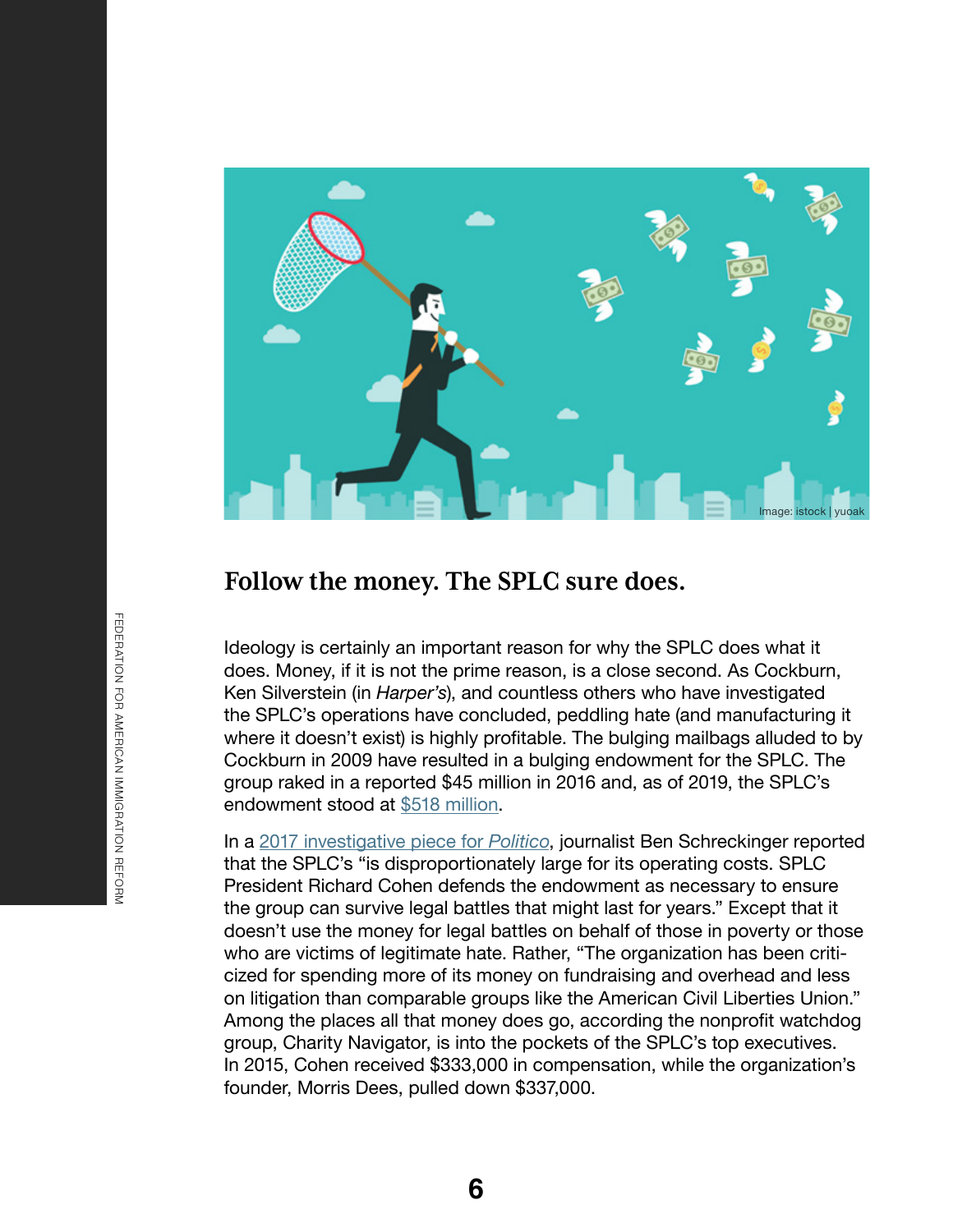Image: istock | yuoak

## Follow the money. The SPLC sure does.

Ideology is certainly an important reason for why the SPLC does what it does. Money, if it is not the prime reason, is a close second. As Cockburn, Ken Silverstein (in *Harper's*), and countless others who have investigated the SPLC's operations have concluded, peddling hate (and manufacturing it where it doesn't exist) is highly profitable. The bulging mailbags alluded to by Cockburn in 2009 have resulted in a bulging endowment for the SPLC. The group raked in a reported $45 million in 2016 and, as of 2019, the SPLC's endowment stood at $518 million.

In a 2017 investigative piece for *Politico*, journalist Ben Schreckinger reported that the SPLC's "is disproportionately large for its operating costs. SPLC President Richard Cohen defends the endowment as necessary to ensure the group can survive legal battles that might last for years." Except that it doesn't use the money for legal battles on behalf of those in poverty or those who are victims of legitimate hate. Rather, "The organization has been criticized for spending more of its money on fundraising and overhead and less on litigation than comparable groups like the American Civil Liberties Union." Among the places all that money does go, according the nonprofit watchdog group, Charity Navigator, is into the pockets of the SPLC's top executives. In 2015, Cohen received $333,000 in compensation, while the organization's founder, Morris Dees, pulled down $337,000.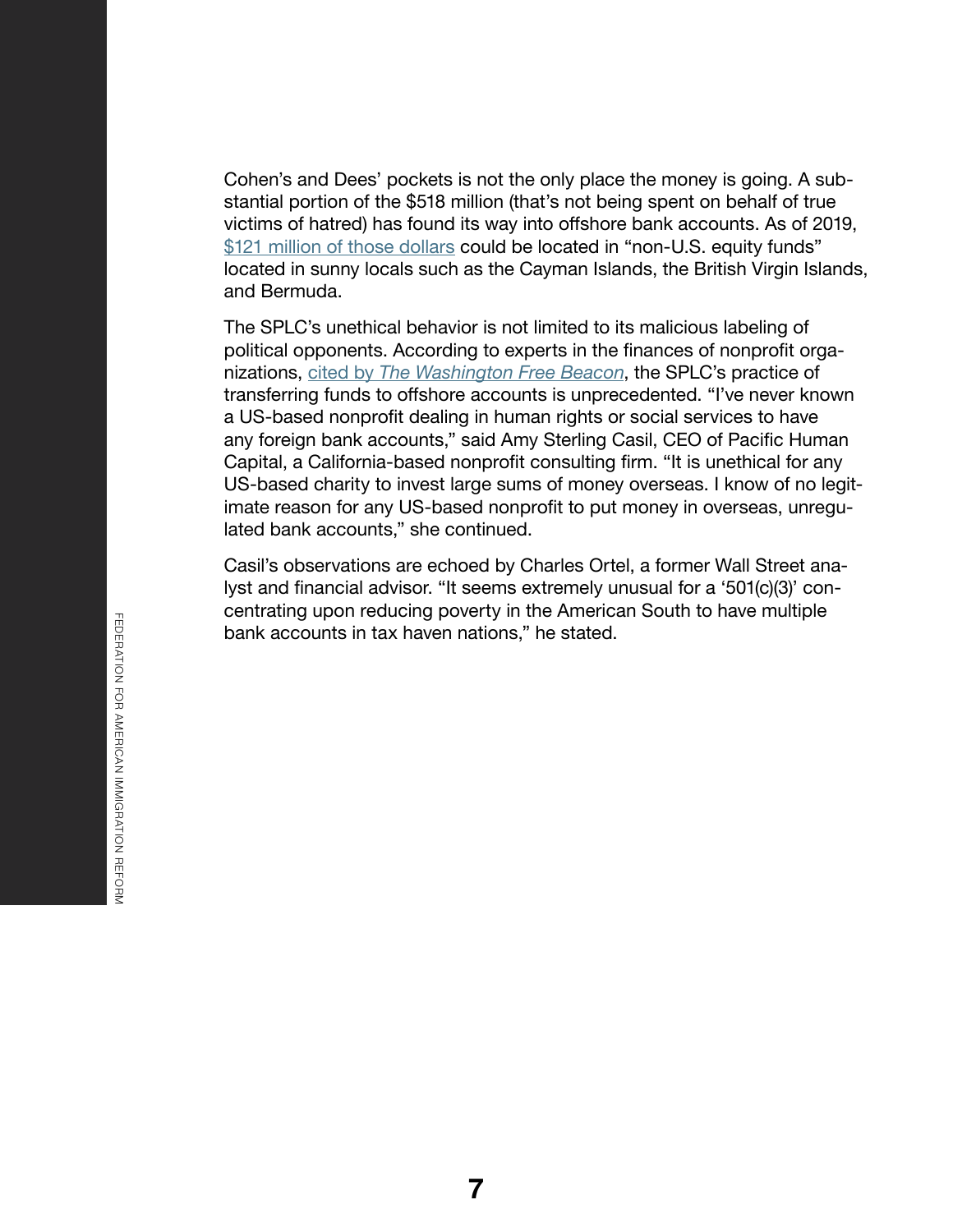Cohen's and Dees' pockets is not the only place the money is going. A substantial portion of the $518 million (that's not being spent on behalf of true victims of hatred) has found its way into offshore bank accounts. As of 2019, [$121 million of those dollars] could be located in "non-U.S. equity funds" located in sunny locals such as the Cayman Islands, the British Virgin Islands, and Bermuda.

The SPLC's unethical behavior is not limited to its malicious labeling of political opponents. According to experts in the finances of nonprofit organizations, [cited by *The Washington Free Beacon*], the SPLC's practice of transferring funds to offshore accounts is unprecedented. "I've never known a US-based nonprofit dealing in human rights or social services to have any foreign bank accounts," said Amy Sterling Casil, CEO of Pacific Human Capital, a California-based nonprofit consulting firm. "It is unethical for any US-based charity to invest large sums of money overseas. I know of no legitimate reason for any US-based nonprofit to put money in overseas, unregulated bank accounts," she continued.

Casil's observations are echoed by Charles Ortel, a former Wall Street analyst and financial advisor. "It seems extremely unusual for a '501(c)(3)' concentrating upon reducing poverty in the American South to have multiple bank accounts in tax haven nations," he stated.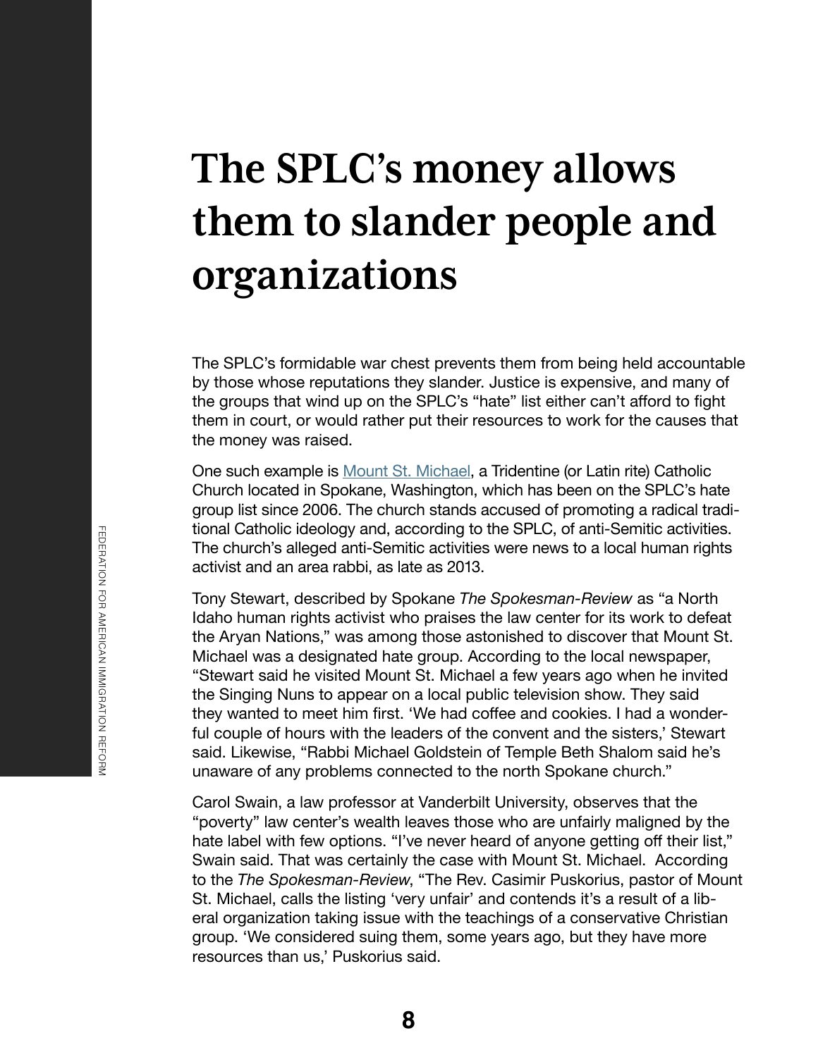# The SPLC's money allows them to slander people and organizations

The SPLC's formidable war chest prevents them from being held accountable by those whose reputations they slander. Justice is expensive, and many of the groups that wind up on the SPLC's "hate" list either can't afford to fight them in court, or would rather put their resources to work for the causes that the money was raised.

One such example is [Mount St. Michael](), a Tridentine (or Latin rite) Catholic Church located in Spokane, Washington, which has been on the SPLC's hate group list since 2006. The church stands accused of promoting a radical traditional Catholic ideology and, according to the SPLC, of anti-Semitic activities. The church's alleged anti-Semitic activities were news to a local human rights activist and an area rabbi, as late as 2013.

Tony Stewart, described by Spokane *The Spokesman-Review* as "a North Idaho human rights activist who praises the law center for its work to defeat the Aryan Nations," was among those astonished to discover that Mount St. Michael was a designated hate group. According to the local newspaper, "Stewart said he visited Mount St. Michael a few years ago when he invited the Singing Nuns to appear on a local public television show. They said they wanted to meet him first. 'We had coffee and cookies. I had a wonderful couple of hours with the leaders of the convent and the sisters,' Stewart said. Likewise, "Rabbi Michael Goldstein of Temple Beth Shalom said he's unaware of any problems connected to the north Spokane church."

Carol Swain, a law professor at Vanderbilt University, observes that the "poverty" law center's wealth leaves those who are unfairly maligned by the hate label with few options. "I've never heard of anyone getting off their list," Swain said. That was certainly the case with Mount St. Michael. According to the *The Spokesman-Review*, "The Rev. Casimir Puskorius, pastor of Mount St. Michael, calls the listing 'very unfair' and contends it's a result of a liberal organization taking issue with the teachings of a conservative Christian group. 'We considered suing them, some years ago, but they have more resources than us,' Puskorius said.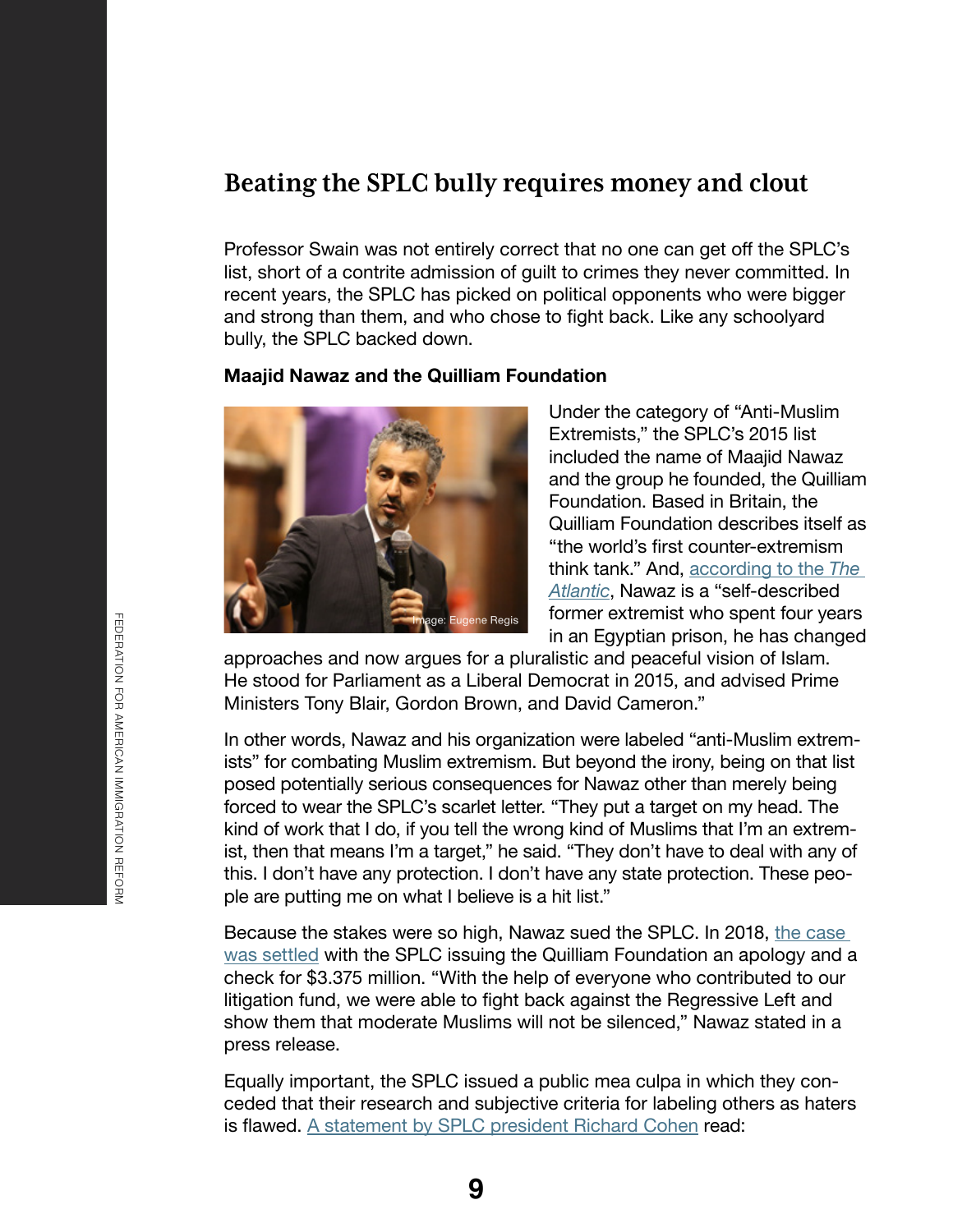## Beating the SPLC bully requires money and clout

Professor Swain was not entirely correct that no one can get off the SPLC's list, short of a contrite admission of guilt to crimes they never committed. In recent years, the SPLC has picked on political opponents who were bigger and strong than them, and who chose to fight back. Like any schoolyard bully, the SPLC backed down.

**Maajid Nawaz and the Quilliam Foundation**

Image: Eugene Regis

Under the category of "Anti-Muslim Extremists," the SPLC's 2015 list included the name of Maajid Nawaz and the group he founded, the Quilliam Foundation. Based in Britain, the Quilliam Foundation describes itself as "the world's first counter-extremism think tank." And, according to the *The Atlantic*, Nawaz is a "self-described former extremist who spent four years in an Egyptian prison, he has changed approaches and now argues for a pluralistic and peaceful vision of Islam. He stood for Parliament as a Liberal Democrat in 2015, and advised Prime Ministers Tony Blair, Gordon Brown, and David Cameron."

In other words, Nawaz and his organization were labeled "anti-Muslim extremists" for combating Muslim extremism. But beyond the irony, being on that list posed potentially serious consequences for Nawaz other than merely being forced to wear the SPLC's scarlet letter. "They put a target on my head. The kind of work that I do, if you tell the wrong kind of Muslims that I'm an extremist, then that means I'm a target," he said. "They don't have to deal with any of this. I don't have any protection. I don't have any state protection. These people are putting me on what I believe is a hit list."

Because the stakes were so high, Nawaz sued the SPLC. In 2018, the case was settled with the SPLC issuing the Quilliam Foundation an apology and a check for $3.375 million. "With the help of everyone who contributed to our litigation fund, we were able to fight back against the Regressive Left and show them that moderate Muslims will not be silenced," Nawaz stated in a press release.

Equally important, the SPLC issued a public mea culpa in which they conceded that their research and subjective criteria for labeling others as haters is flawed. A statement by SPLC president Richard Cohen read: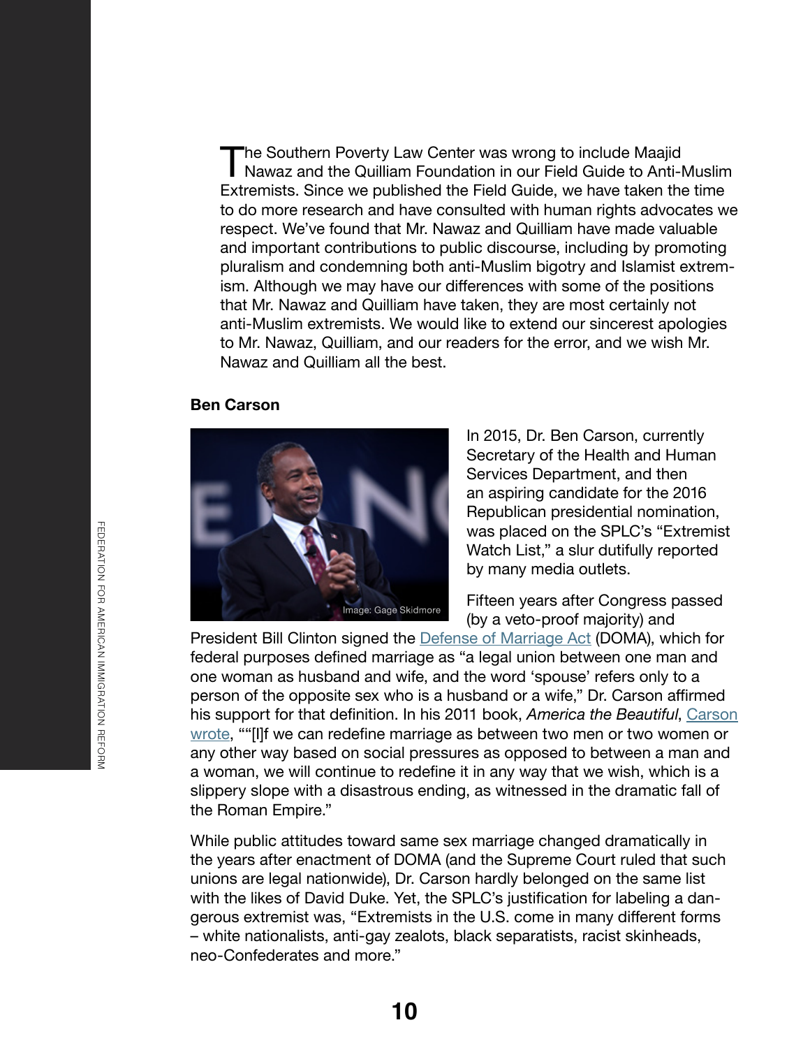The Southern Poverty Law Center was wrong to include Maajid Nawaz and the Quilliam Foundation in our Field Guide to Anti-Muslim Extremists. Since we published the Field Guide, we have taken the time to do more research and have consulted with human rights advocates we respect. We've found that Mr. Nawaz and Quilliam have made valuable and important contributions to public discourse, including by promoting pluralism and condemning both anti-Muslim bigotry and Islamist extremism. Although we may have our differences with some of the positions that Mr. Nawaz and Quilliam have taken, they are most certainly not anti-Muslim extremists. We would like to extend our sincerest apologies to Mr. Nawaz, Quilliam, and our readers for the error, and we wish Mr. Nawaz and Quilliam all the best.

**Ben Carson**

Image: Gage Skidmore

In 2015, Dr. Ben Carson, currently Secretary of the Health and Human Services Department, and then an aspiring candidate for the 2016 Republican presidential nomination, was placed on the SPLC's "Extremist Watch List," a slur dutifully reported by many media outlets.

Fifteen years after Congress passed (by a veto-proof majority) and President Bill Clinton signed the Defense of Marriage Act (DOMA), which for federal purposes defined marriage as "a legal union between one man and one woman as husband and wife, and the word 'spouse' refers only to a person of the opposite sex who is a husband or a wife," Dr. Carson affirmed his support for that definition. In his 2011 book, *America the Beautiful*, Carson wrote, ""[I]f we can redefine marriage as between two men or two women or any other way based on social pressures as opposed to between a man and a woman, we will continue to redefine it in any way that we wish, which is a slippery slope with a disastrous ending, as witnessed in the dramatic fall of the Roman Empire."

While public attitudes toward same sex marriage changed dramatically in the years after enactment of DOMA (and the Supreme Court ruled that such unions are legal nationwide), Dr. Carson hardly belonged on the same list with the likes of David Duke. Yet, the SPLC's justification for labeling a dangerous extremist was, "Extremists in the U.S. come in many different forms – white nationalists, anti-gay zealots, black separatists, racist skinheads, neo-Confederates and more."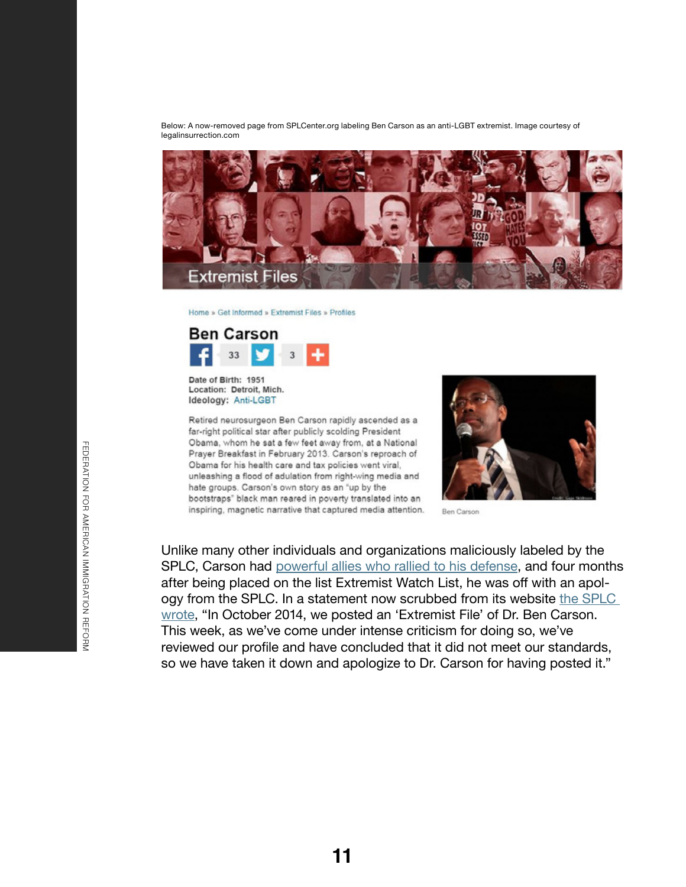Below: A now-removed page from SPLCenter.org labeling Ben Carson as an anti-LGBT extremist. Image courtesy of legalinsurrection.com

Extremist Files

Home » Get Informed » Extremist Files » Profiles

## Ben Carson

Date of Birth: 1951
Location: Detroit, Mich.
Ideology: Anti-LGBT

Retired neurosurgeon Ben Carson rapidly ascended as a far-right political star after publicly scolding President Obama, whom he sat a few feet away from, at a National Prayer Breakfast in February 2013. Carson's reproach of Obama for his health care and tax policies went viral, unleashing a flood of adulation from right-wing media and hate groups. Carson's own story as an "up by the bootstraps" black man reared in poverty translated into an inspiring, magnetic narrative that captured media attention.

Ben Carson

Unlike many other individuals and organizations maliciously labeled by the SPLC, Carson had powerful allies who rallied to his defense, and four months after being placed on the list Extremist Watch List, he was off with an apology from the SPLC. In a statement now scrubbed from its website the SPLC wrote, "In October 2014, we posted an 'Extremist File' of Dr. Ben Carson. This week, as we've come under intense criticism for doing so, we've reviewed our profile and have concluded that it did not meet our standards, so we have taken it down and apologize to Dr. Carson for having posted it."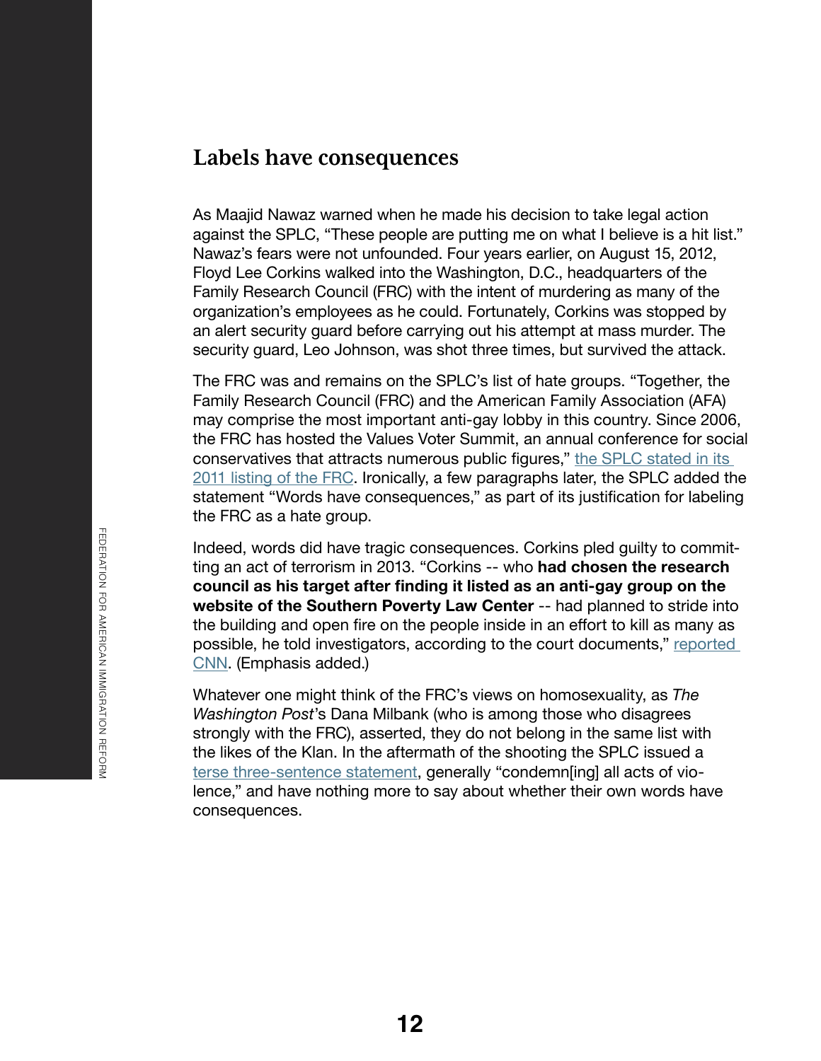## Labels have consequences

As Maajid Nawaz warned when he made his decision to take legal action against the SPLC, "These people are putting me on what I believe is a hit list." Nawaz's fears were not unfounded. Four years earlier, on August 15, 2012, Floyd Lee Corkins walked into the Washington, D.C., headquarters of the Family Research Council (FRC) with the intent of murdering as many of the organization's employees as he could. Fortunately, Corkins was stopped by an alert security guard before carrying out his attempt at mass murder. The security guard, Leo Johnson, was shot three times, but survived the attack.

The FRC was and remains on the SPLC's list of hate groups. "Together, the Family Research Council (FRC) and the American Family Association (AFA) may comprise the most important anti-gay lobby in this country. Since 2006, the FRC has hosted the Values Voter Summit, an annual conference for social conservatives that attracts numerous public figures," the SPLC stated in its 2011 listing of the FRC. Ironically, a few paragraphs later, the SPLC added the statement "Words have consequences," as part of its justification for labeling the FRC as a hate group.

Indeed, words did have tragic consequences. Corkins pled guilty to committing an act of terrorism in 2013. "Corkins -- who **had chosen the research council as his target after finding it listed as an anti-gay group on the website of the Southern Poverty Law Center** -- had planned to stride into the building and open fire on the people inside in an effort to kill as many as possible, he told investigators, according to the court documents," reported CNN. (Emphasis added.)

Whatever one might think of the FRC's views on homosexuality, as *The Washington Post*'s Dana Milbank (who is among those who disagrees strongly with the FRC), asserted, they do not belong in the same list with the likes of the Klan. In the aftermath of the shooting the SPLC issued a terse three-sentence statement, generally "condemn[ing] all acts of violence," and have nothing more to say about whether their own words have consequences.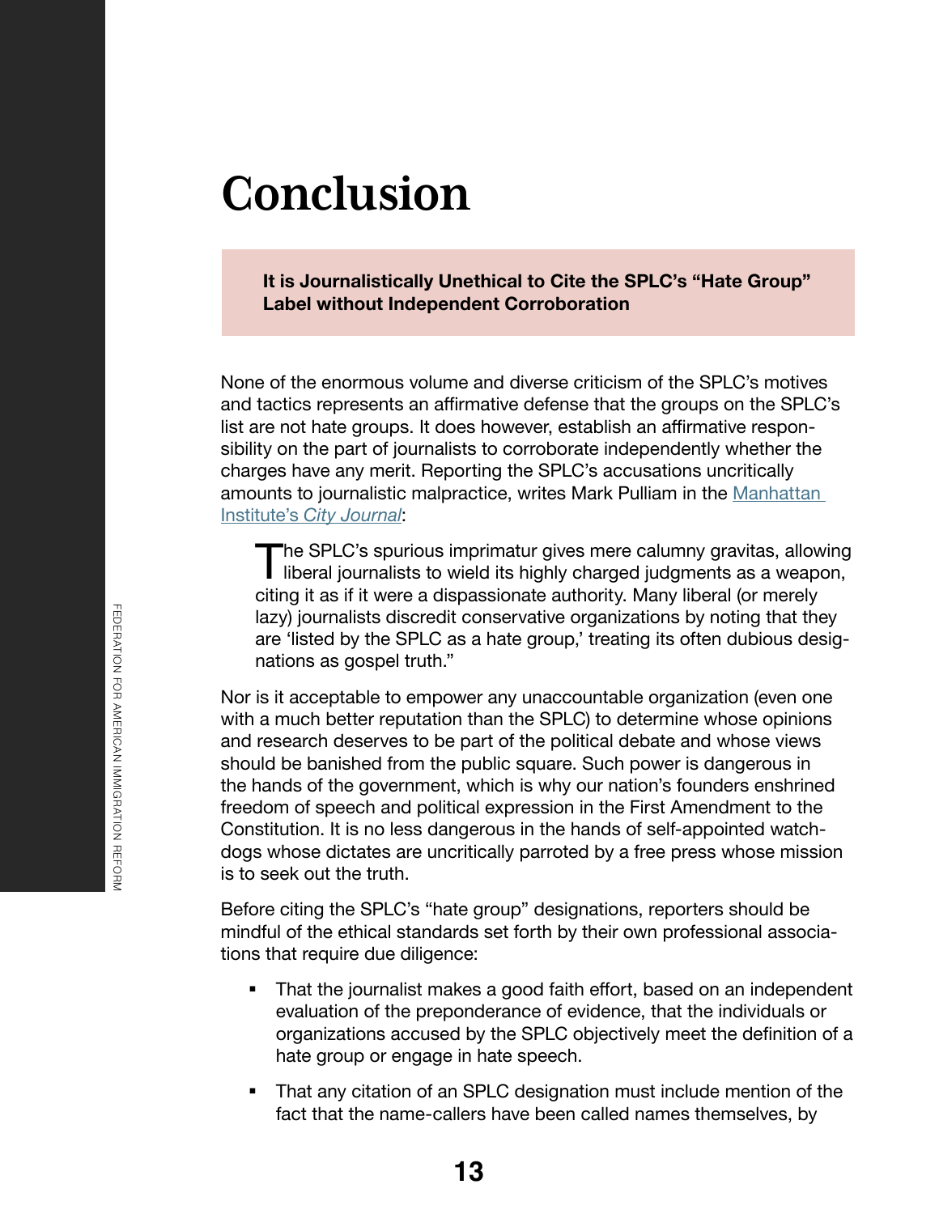# Conclusion

**It is Journalistically Unethical to Cite the SPLC's "Hate Group" Label without Independent Corroboration**

None of the enormous volume and diverse criticism of the SPLC's motives and tactics represents an affirmative defense that the groups on the SPLC's list are not hate groups. It does however, establish an affirmative responsibility on the part of journalists to corroborate independently whether the charges have any merit. Reporting the SPLC's accusations uncritically amounts to journalistic malpractice, writes Mark Pulliam in the Manhattan Institute's *City Journal*:

> The SPLC's spurious imprimatur gives mere calumny gravitas, allowing liberal journalists to wield its highly charged judgments as a weapon, citing it as if it were a dispassionate authority. Many liberal (or merely lazy) journalists discredit conservative organizations by noting that they are 'listed by the SPLC as a hate group,' treating its often dubious designations as gospel truth."

Nor is it acceptable to empower any unaccountable organization (even one with a much better reputation than the SPLC) to determine whose opinions and research deserves to be part of the political debate and whose views should be banished from the public square. Such power is dangerous in the hands of the government, which is why our nation's founders enshrined freedom of speech and political expression in the First Amendment to the Constitution. It is no less dangerous in the hands of self-appointed watchdogs whose dictates are uncritically parroted by a free press whose mission is to seek out the truth.

Before citing the SPLC's "hate group" designations, reporters should be mindful of the ethical standards set forth by their own professional associations that require due diligence:

- That the journalist makes a good faith effort, based on an independent evaluation of the preponderance of evidence, that the individuals or organizations accused by the SPLC objectively meet the definition of a hate group or engage in hate speech.
- That any citation of an SPLC designation must include mention of the fact that the name-callers have been called names themselves, by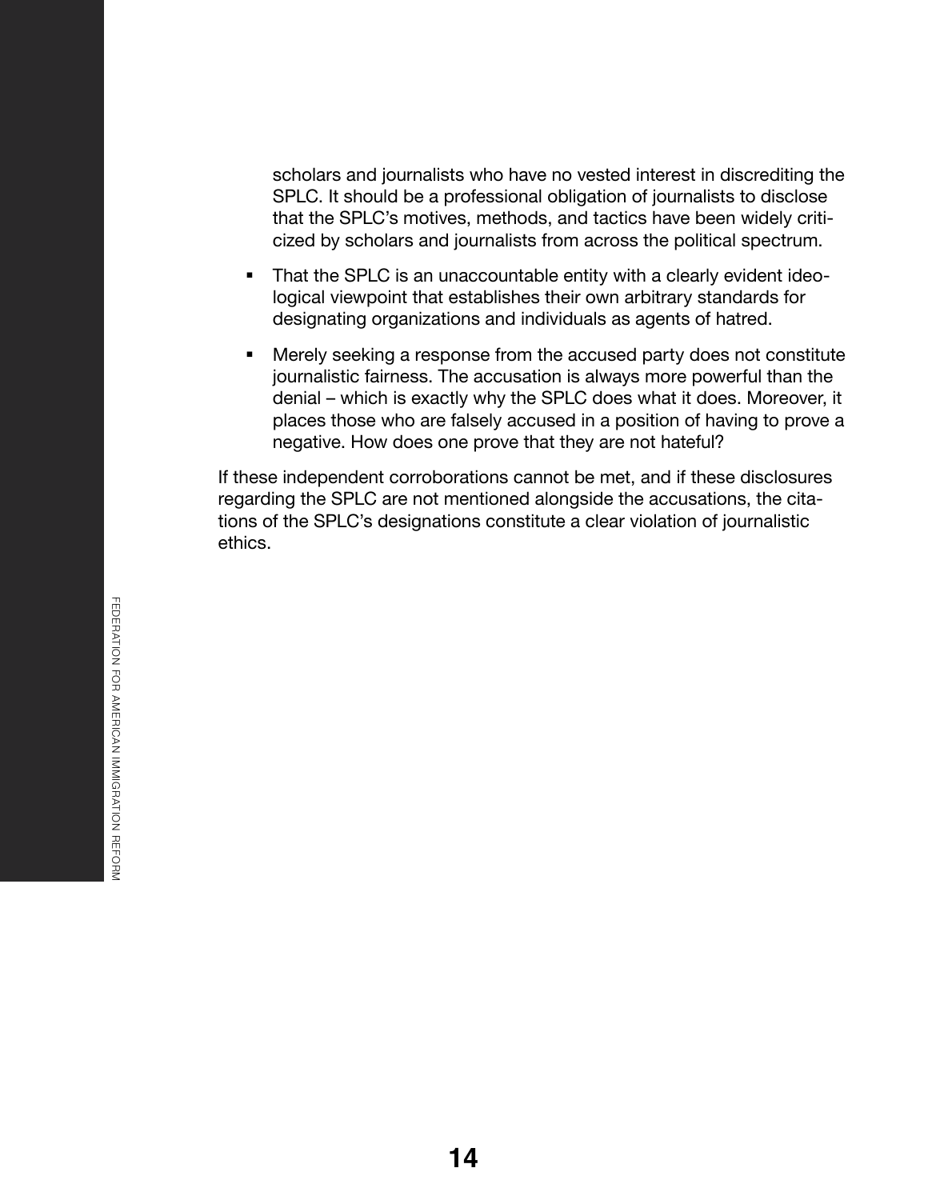scholars and journalists who have no vested interest in discrediting the SPLC. It should be a professional obligation of journalists to disclose that the SPLC's motives, methods, and tactics have been widely criticized by scholars and journalists from across the political spectrum.

- That the SPLC is an unaccountable entity with a clearly evident ideological viewpoint that establishes their own arbitrary standards for designating organizations and individuals as agents of hatred.
- Merely seeking a response from the accused party does not constitute journalistic fairness. The accusation is always more powerful than the denial – which is exactly why the SPLC does what it does. Moreover, it places those who are falsely accused in a position of having to prove a negative. How does one prove that they are not hateful?

If these independent corroborations cannot be met, and if these disclosures regarding the SPLC are not mentioned alongside the accusations, the citations of the SPLC's designations constitute a clear violation of journalistic ethics.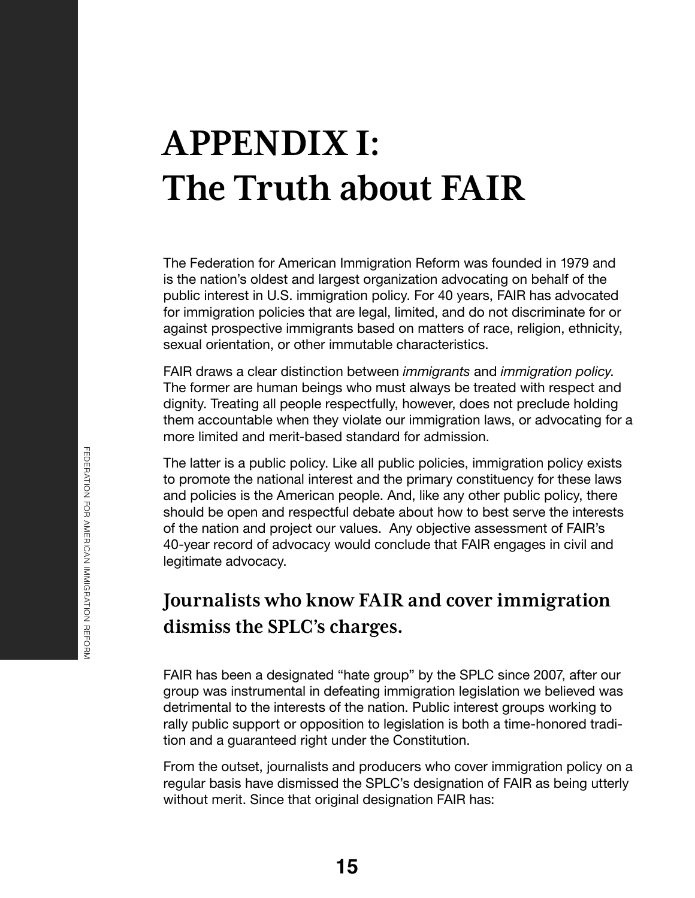# APPENDIX I: The Truth about FAIR

The Federation for American Immigration Reform was founded in 1979 and is the nation's oldest and largest organization advocating on behalf of the public interest in U.S. immigration policy. For 40 years, FAIR has advocated for immigration policies that are legal, limited, and do not discriminate for or against prospective immigrants based on matters of race, religion, ethnicity, sexual orientation, or other immutable characteristics.

FAIR draws a clear distinction between *immigrants* and *immigration policy*. The former are human beings who must always be treated with respect and dignity. Treating all people respectfully, however, does not preclude holding them accountable when they violate our immigration laws, or advocating for a more limited and merit-based standard for admission.

The latter is a public policy. Like all public policies, immigration policy exists to promote the national interest and the primary constituency for these laws and policies is the American people. And, like any other public policy, there should be open and respectful debate about how to best serve the interests of the nation and project our values. Any objective assessment of FAIR's 40-year record of advocacy would conclude that FAIR engages in civil and legitimate advocacy.

## Journalists who know FAIR and cover immigration dismiss the SPLC's charges.

FAIR has been a designated "hate group" by the SPLC since 2007, after our group was instrumental in defeating immigration legislation we believed was detrimental to the interests of the nation. Public interest groups working to rally public support or opposition to legislation is both a time-honored tradition and a guaranteed right under the Constitution.

From the outset, journalists and producers who cover immigration policy on a regular basis have dismissed the SPLC's designation of FAIR as being utterly without merit. Since that original designation FAIR has: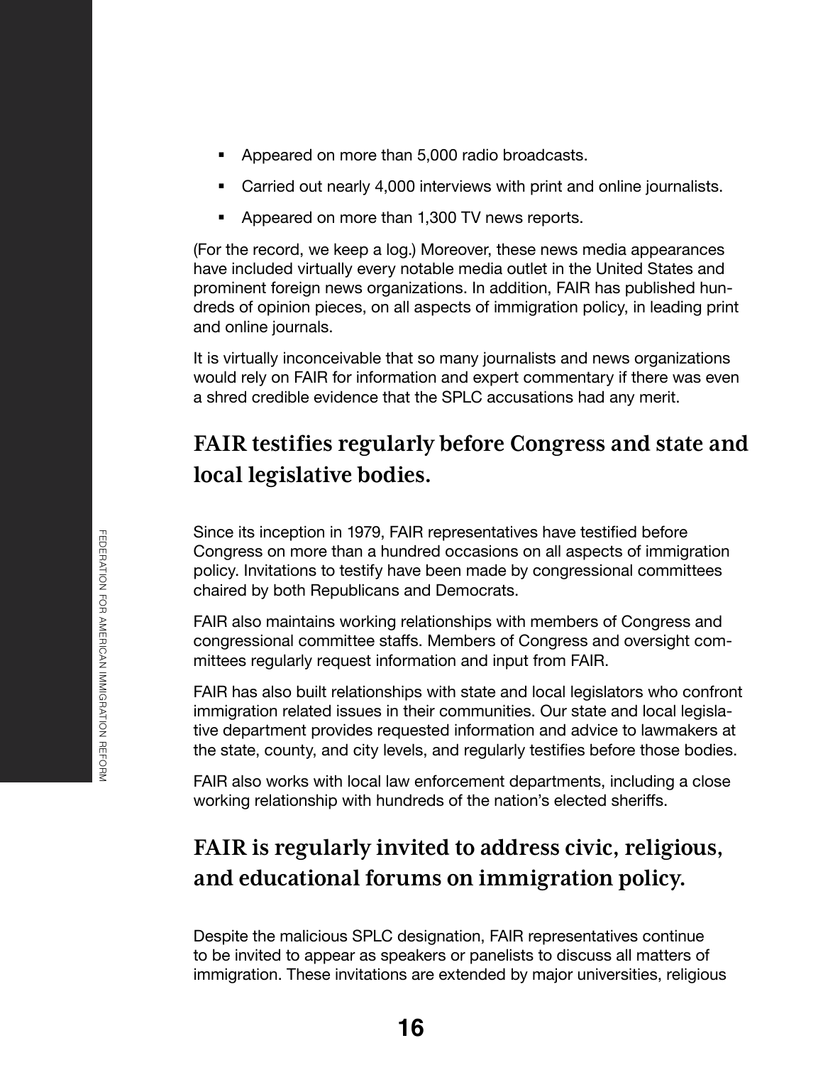- Appeared on more than 5,000 radio broadcasts.
- Carried out nearly 4,000 interviews with print and online journalists.
- Appeared on more than 1,300 TV news reports.

(For the record, we keep a log.) Moreover, these news media appearances have included virtually every notable media outlet in the United States and prominent foreign news organizations. In addition, FAIR has published hundreds of opinion pieces, on all aspects of immigration policy, in leading print and online journals.

It is virtually inconceivable that so many journalists and news organizations would rely on FAIR for information and expert commentary if there was even a shred credible evidence that the SPLC accusations had any merit.

## FAIR testifies regularly before Congress and state and local legislative bodies.

Since its inception in 1979, FAIR representatives have testified before Congress on more than a hundred occasions on all aspects of immigration policy. Invitations to testify have been made by congressional committees chaired by both Republicans and Democrats.

FAIR also maintains working relationships with members of Congress and congressional committee staffs. Members of Congress and oversight committees regularly request information and input from FAIR.

FAIR has also built relationships with state and local legislators who confront immigration related issues in their communities. Our state and local legislative department provides requested information and advice to lawmakers at the state, county, and city levels, and regularly testifies before those bodies.

FAIR also works with local law enforcement departments, including a close working relationship with hundreds of the nation's elected sheriffs.

## FAIR is regularly invited to address civic, religious, and educational forums on immigration policy.

Despite the malicious SPLC designation, FAIR representatives continue to be invited to appear as speakers or panelists to discuss all matters of immigration. These invitations are extended by major universities, religious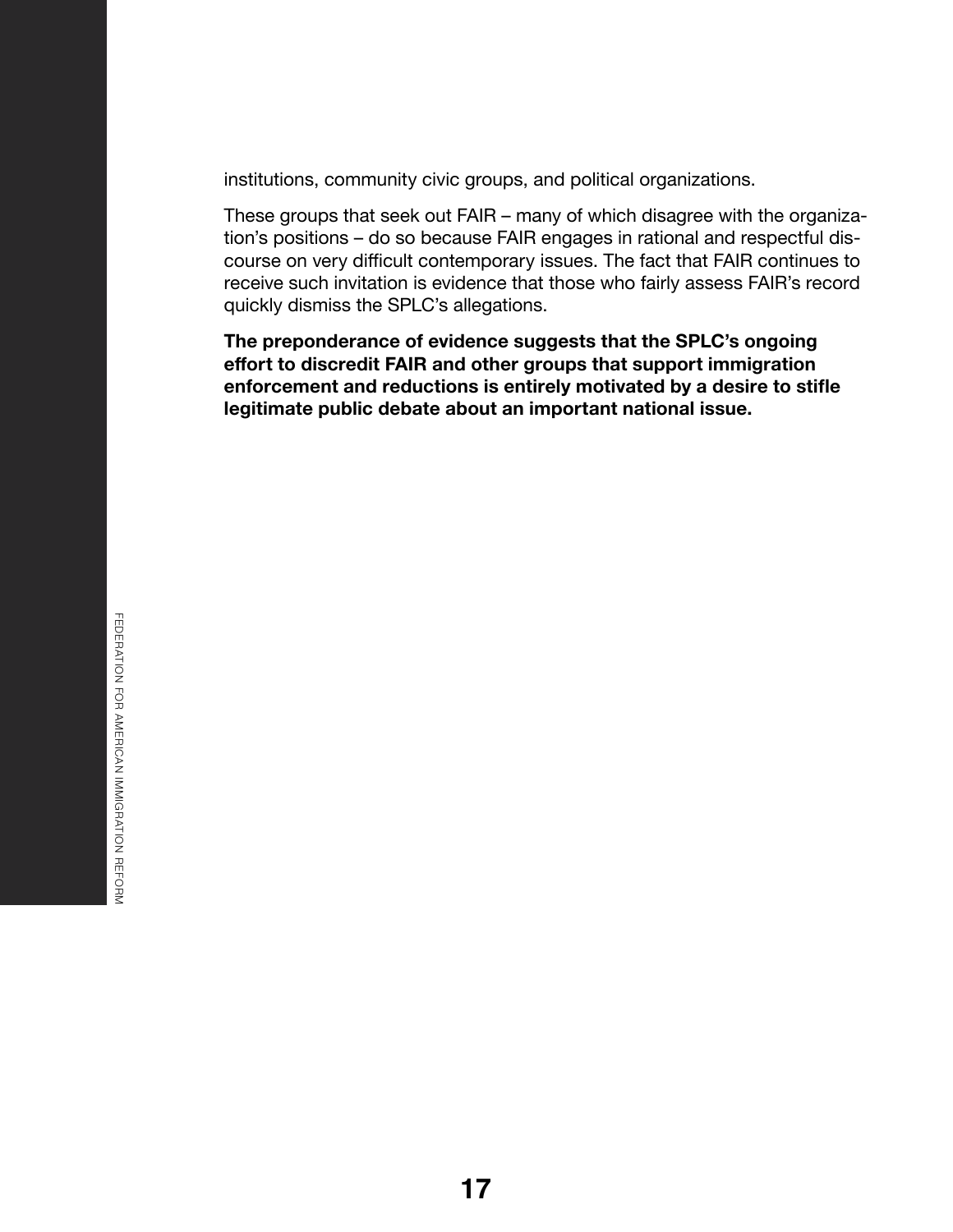institutions, community civic groups, and political organizations.

These groups that seek out FAIR – many of which disagree with the organization's positions – do so because FAIR engages in rational and respectful discourse on very difficult contemporary issues. The fact that FAIR continues to receive such invitation is evidence that those who fairly assess FAIR's record quickly dismiss the SPLC's allegations.

**The preponderance of evidence suggests that the SPLC's ongoing effort to discredit FAIR and other groups that support immigration enforcement and reductions is entirely motivated by a desire to stifle legitimate public debate about an important national issue.**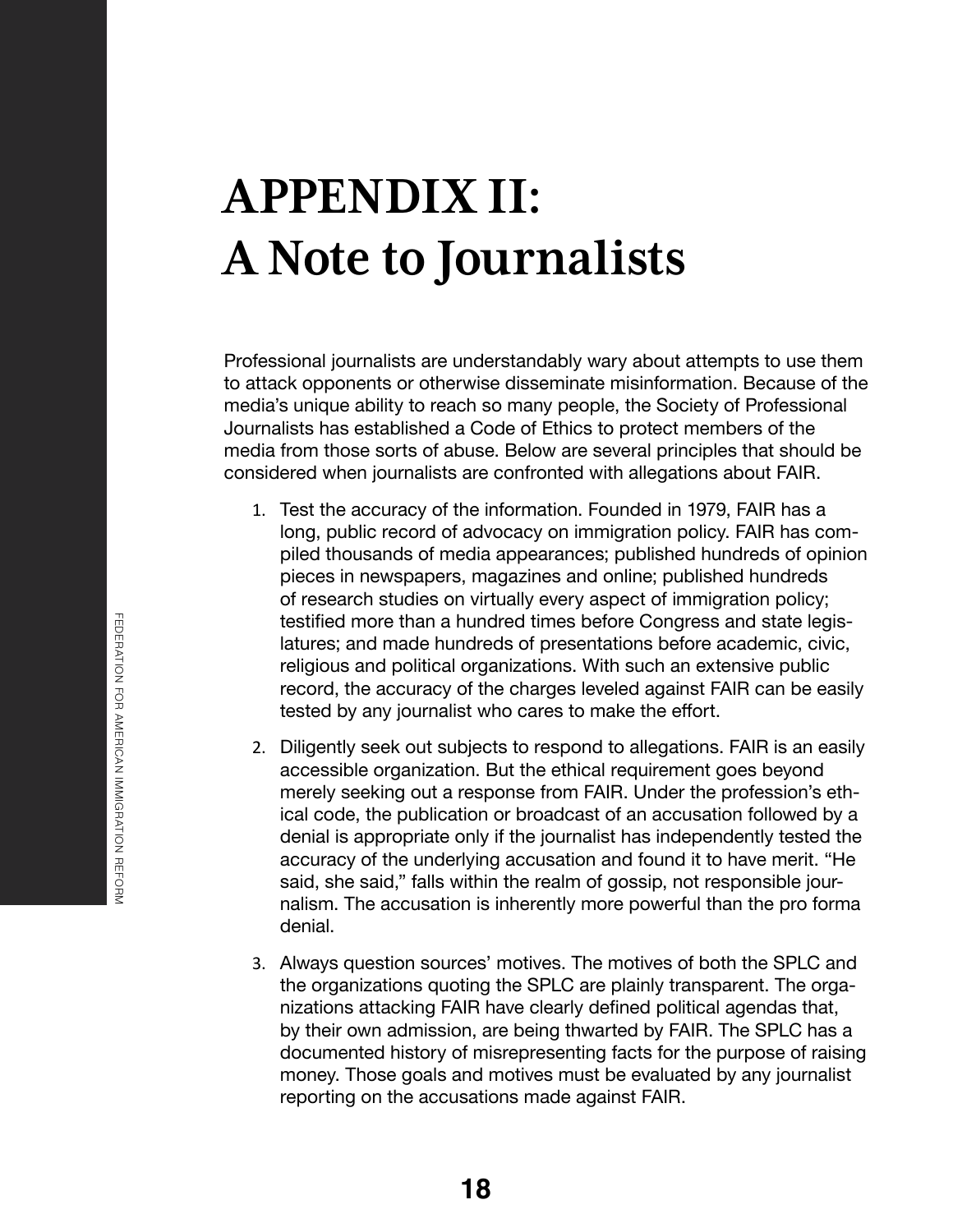# APPENDIX II: A Note to Journalists

Professional journalists are understandably wary about attempts to use them to attack opponents or otherwise disseminate misinformation. Because of the media's unique ability to reach so many people, the Society of Professional Journalists has established a Code of Ethics to protect members of the media from those sorts of abuse. Below are several principles that should be considered when journalists are confronted with allegations about FAIR.

1. Test the accuracy of the information. Founded in 1979, FAIR has a long, public record of advocacy on immigration policy. FAIR has compiled thousands of media appearances; published hundreds of opinion pieces in newspapers, magazines and online; published hundreds of research studies on virtually every aspect of immigration policy; testified more than a hundred times before Congress and state legislatures; and made hundreds of presentations before academic, civic, religious and political organizations. With such an extensive public record, the accuracy of the charges leveled against FAIR can be easily tested by any journalist who cares to make the effort.

2. Diligently seek out subjects to respond to allegations. FAIR is an easily accessible organization. But the ethical requirement goes beyond merely seeking out a response from FAIR. Under the profession's ethical code, the publication or broadcast of an accusation followed by a denial is appropriate only if the journalist has independently tested the accuracy of the underlying accusation and found it to have merit. "He said, she said," falls within the realm of gossip, not responsible journalism. The accusation is inherently more powerful than the pro forma denial.

3. Always question sources' motives. The motives of both the SPLC and the organizations quoting the SPLC are plainly transparent. The organizations attacking FAIR have clearly defined political agendas that, by their own admission, are being thwarted by FAIR. The SPLC has a documented history of misrepresenting facts for the purpose of raising money. Those goals and motives must be evaluated by any journalist reporting on the accusations made against FAIR.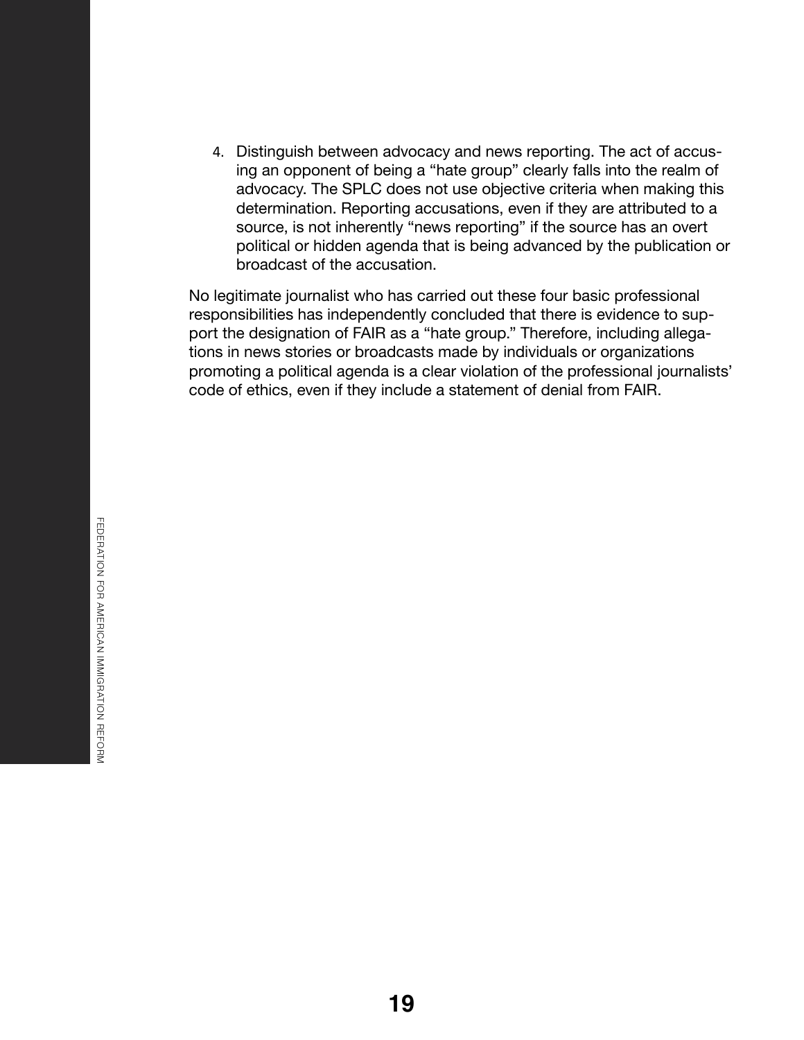4. Distinguish between advocacy and news reporting. The act of accusing an opponent of being a "hate group" clearly falls into the realm of advocacy. The SPLC does not use objective criteria when making this determination. Reporting accusations, even if they are attributed to a source, is not inherently "news reporting" if the source has an overt political or hidden agenda that is being advanced by the publication or broadcast of the accusation.

No legitimate journalist who has carried out these four basic professional responsibilities has independently concluded that there is evidence to support the designation of FAIR as a "hate group." Therefore, including allegations in news stories or broadcasts made by individuals or organizations promoting a political agenda is a clear violation of the professional journalists' code of ethics, even if they include a statement of denial from FAIR.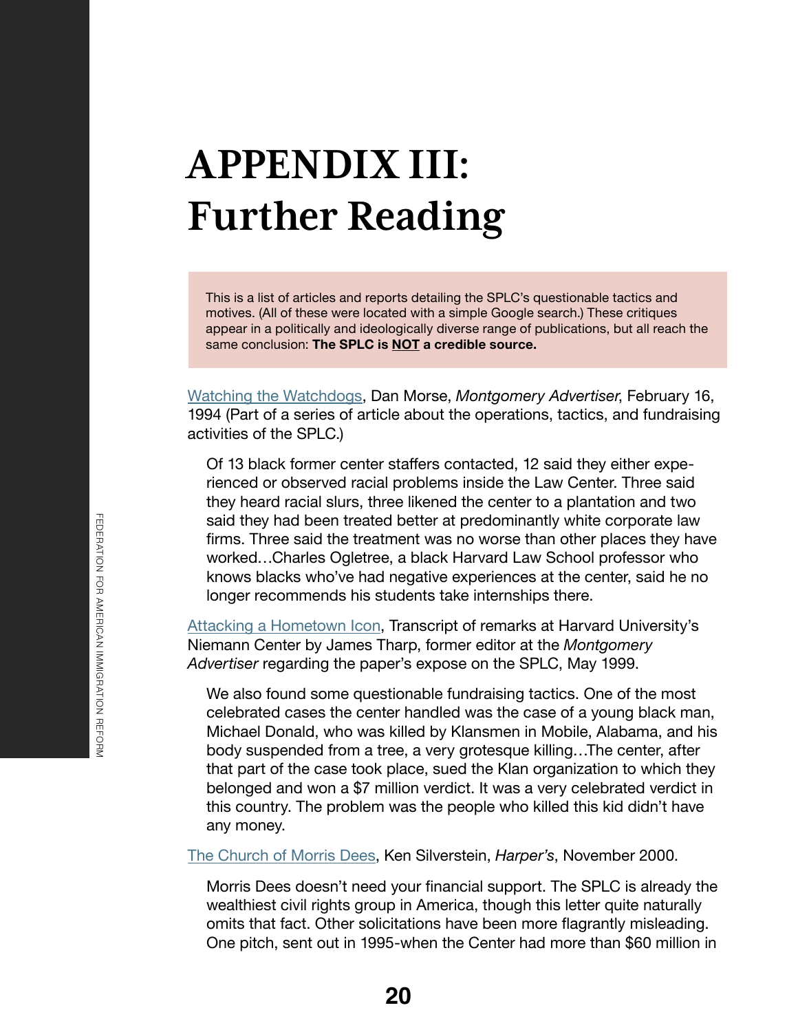# APPENDIX III: Further Reading

This is a list of articles and reports detailing the SPLC's questionable tactics and motives. (All of these were located with a simple Google search.) These critiques appear in a politically and ideologically diverse range of publications, but all reach the same conclusion: **The SPLC is NOT a credible source.**

Watching the Watchdogs, Dan Morse, *Montgomery Advertiser*, February 16, 1994 (Part of a series of article about the operations, tactics, and fundraising activities of the SPLC.)

> Of 13 black former center staffers contacted, 12 said they either experienced or observed racial problems inside the Law Center. Three said they heard racial slurs, three likened the center to a plantation and two said they had been treated better at predominantly white corporate law firms. Three said the treatment was no worse than other places they have worked…Charles Ogletree, a black Harvard Law School professor who knows blacks who've had negative experiences at the center, said he no longer recommends his students take internships there.

Attacking a Hometown Icon, Transcript of remarks at Harvard University's Niemann Center by James Tharp, former editor at the *Montgomery Advertiser* regarding the paper's expose on the SPLC, May 1999.

> We also found some questionable fundraising tactics. One of the most celebrated cases the center handled was the case of a young black man, Michael Donald, who was killed by Klansmen in Mobile, Alabama, and his body suspended from a tree, a very grotesque killing…The center, after that part of the case took place, sued the Klan organization to which they belonged and won a $7 million verdict. It was a very celebrated verdict in this country. The problem was the people who killed this kid didn't have any money.

The Church of Morris Dees, Ken Silverstein, *Harper's*, November 2000.

> Morris Dees doesn't need your financial support. The SPLC is already the wealthiest civil rights group in America, though this letter quite naturally omits that fact. Other solicitations have been more flagrantly misleading. One pitch, sent out in 1995-when the Center had more than $60 million in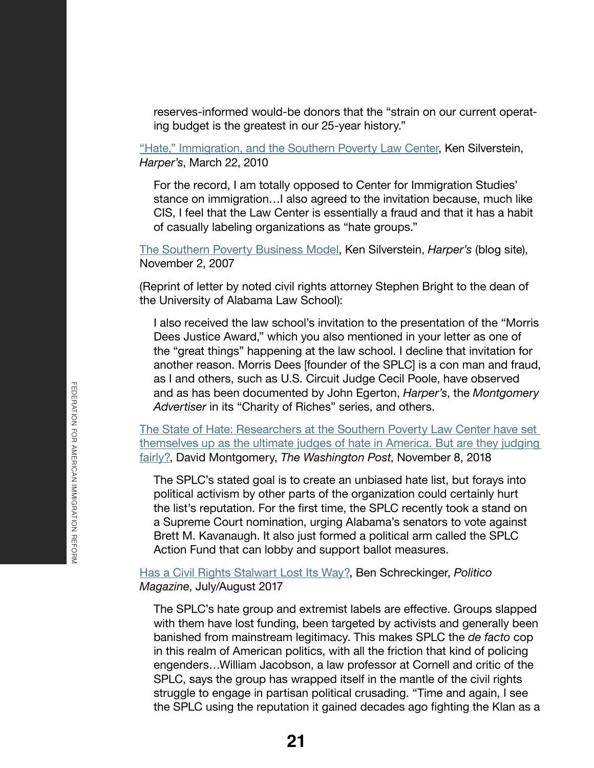> reserves-informed would-be donors that the "strain on our current operating budget is the greatest in our 25-year history."

["Hate," Immigration, and the Southern Poverty Law Center](), Ken Silverstein, *Harper's*, March 22, 2010

> For the record, I am totally opposed to Center for Immigration Studies' stance on immigration…I also agreed to the invitation because, much like CIS, I feel that the Law Center is essentially a fraud and that it has a habit of casually labeling organizations as "hate groups."

[The Southern Poverty Business Model](), Ken Silverstein, *Harper's* (blog site), November 2, 2007

(Reprint of letter by noted civil rights attorney Stephen Bright to the dean of the University of Alabama Law School):

> I also received the law school's invitation to the presentation of the "Morris Dees Justice Award," which you also mentioned in your letter as one of the "great things" happening at the law school. I decline that invitation for another reason. Morris Dees [founder of the SPLC] is a con man and fraud, as I and others, such as U.S. Circuit Judge Cecil Poole, have observed and as has been documented by John Egerton, *Harper's*, the *Montgomery Advertiser* in its "Charity of Riches" series, and others.

[The State of Hate: Researchers at the Southern Poverty Law Center have set themselves up as the ultimate judges of hate in America. But are they judging fairly?](), David Montgomery, *The Washington Post*, November 8, 2018

> The SPLC's stated goal is to create an unbiased hate list, but forays into political activism by other parts of the organization could certainly hurt the list's reputation. For the first time, the SPLC recently took a stand on a Supreme Court nomination, urging Alabama's senators to vote against Brett M. Kavanaugh. It also just formed a political arm called the SPLC Action Fund that can lobby and support ballot measures.

[Has a Civil Rights Stalwart Lost Its Way?](), Ben Schreckinger, *Politico Magazine*, July/August 2017

> The SPLC's hate group and extremist labels are effective. Groups slapped with them have lost funding, been targeted by activists and generally been banished from mainstream legitimacy. This makes SPLC the *de facto* cop in this realm of American politics, with all the friction that kind of policing engenders…William Jacobson, a law professor at Cornell and critic of the SPLC, says the group has wrapped itself in the mantle of the civil rights struggle to engage in partisan political crusading. "Time and again, I see the SPLC using the reputation it gained decades ago fighting the Klan as a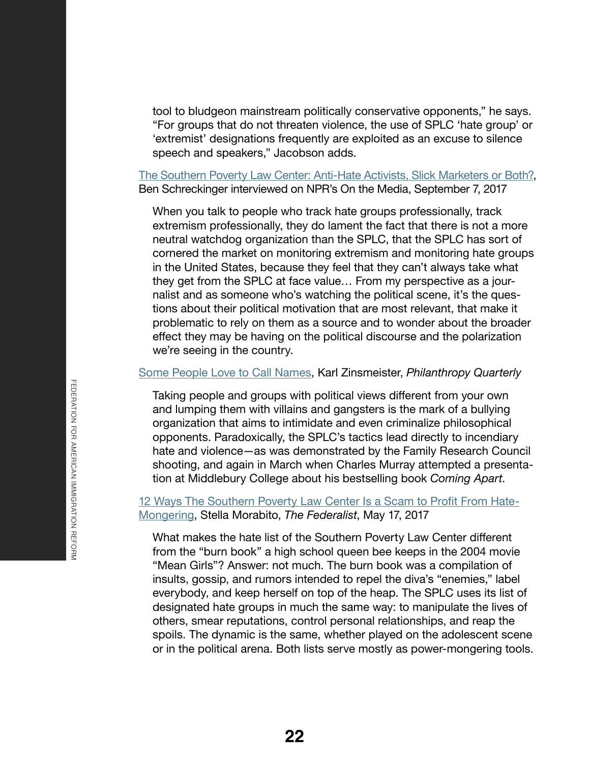tool to bludgeon mainstream politically conservative opponents," he says. "For groups that do not threaten violence, the use of SPLC 'hate group' or 'extremist' designations frequently are exploited as an excuse to silence speech and speakers," Jacobson adds.

The Southern Poverty Law Center: Anti-Hate Activists, Slick Marketers or Both?, Ben Schreckinger interviewed on NPR's On the Media, September 7, 2017

> When you talk to people who track hate groups professionally, track extremism professionally, they do lament the fact that there is not a more neutral watchdog organization than the SPLC, that the SPLC has sort of cornered the market on monitoring extremism and monitoring hate groups in the United States, because they feel that they can't always take what they get from the SPLC at face value… From my perspective as a journalist and as someone who's watching the political scene, it's the questions about their political motivation that are most relevant, that make it problematic to rely on them as a source and to wonder about the broader effect they may be having on the political discourse and the polarization we're seeing in the country.

Some People Love to Call Names, Karl Zinsmeister, *Philanthropy Quarterly*

> Taking people and groups with political views different from your own and lumping them with villains and gangsters is the mark of a bullying organization that aims to intimidate and even criminalize philosophical opponents. Paradoxically, the SPLC's tactics lead directly to incendiary hate and violence—as was demonstrated by the Family Research Council shooting, and again in March when Charles Murray attempted a presentation at Middlebury College about his bestselling book *Coming Apart*.

12 Ways The Southern Poverty Law Center Is a Scam to Profit From Hate-Mongering, Stella Morabito, *The Federalist*, May 17, 2017

> What makes the hate list of the Southern Poverty Law Center different from the "burn book" a high school queen bee keeps in the 2004 movie "Mean Girls"? Answer: not much. The burn book was a compilation of insults, gossip, and rumors intended to repel the diva's "enemies," label everybody, and keep herself on top of the heap. The SPLC uses its list of designated hate groups in much the same way: to manipulate the lives of others, smear reputations, control personal relationships, and reap the spoils. The dynamic is the same, whether played on the adolescent scene or in the political arena. Both lists serve mostly as power-mongering tools.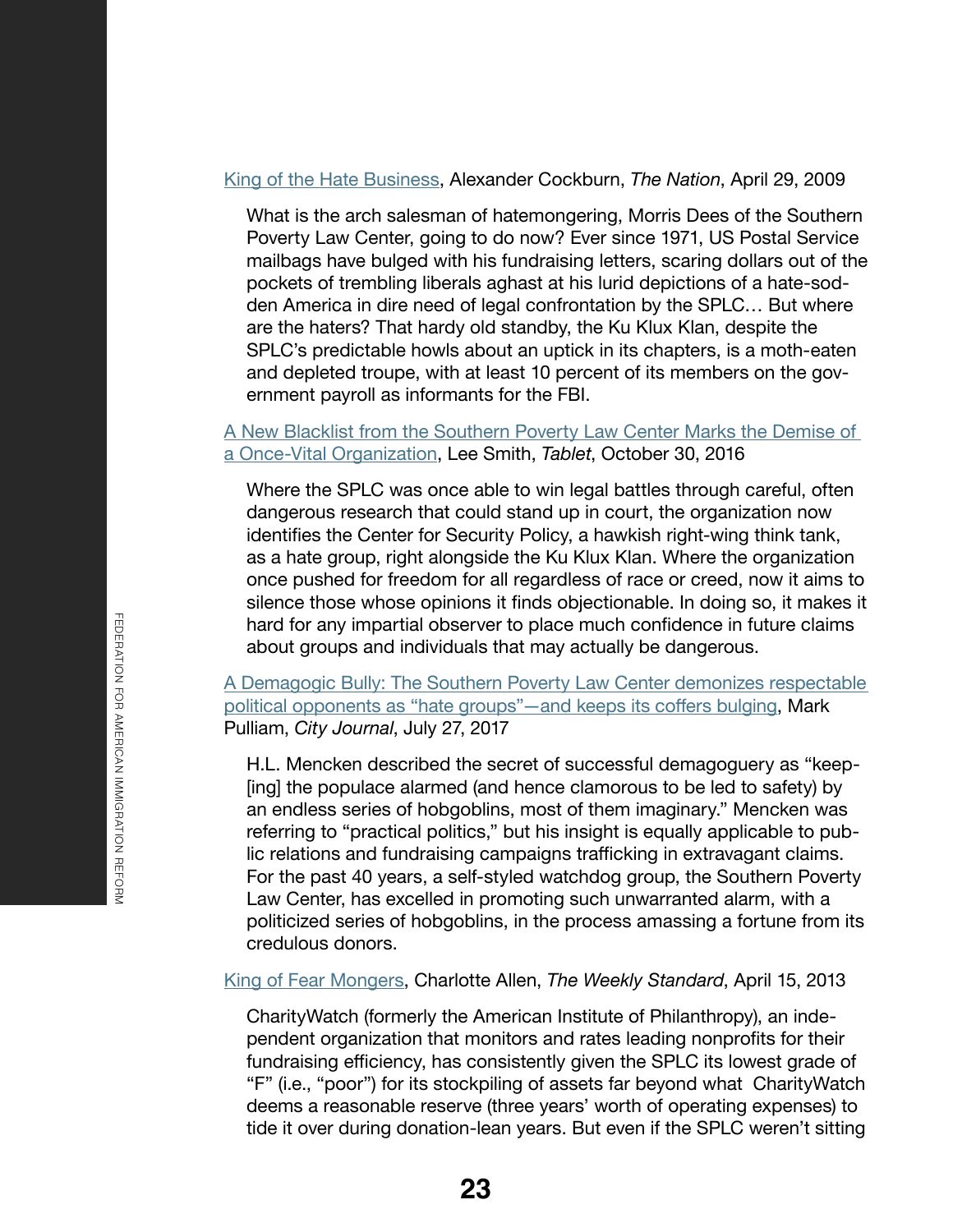[King of the Hate Business](), Alexander Cockburn, *The Nation*, April 29, 2009

> What is the arch salesman of hatemongering, Morris Dees of the Southern Poverty Law Center, going to do now? Ever since 1971, US Postal Service mailbags have bulged with his fundraising letters, scaring dollars out of the pockets of trembling liberals aghast at his lurid depictions of a hate-sodden America in dire need of legal confrontation by the SPLC… But where are the haters? That hardy old standby, the Ku Klux Klan, despite the SPLC's predictable howls about an uptick in its chapters, is a moth-eaten and depleted troupe, with at least 10 percent of its members on the government payroll as informants for the FBI.

[A New Blacklist from the Southern Poverty Law Center Marks the Demise of a Once-Vital Organization](), Lee Smith, *Tablet*, October 30, 2016

> Where the SPLC was once able to win legal battles through careful, often dangerous research that could stand up in court, the organization now identifies the Center for Security Policy, a hawkish right-wing think tank, as a hate group, right alongside the Ku Klux Klan. Where the organization once pushed for freedom for all regardless of race or creed, now it aims to silence those whose opinions it finds objectionable. In doing so, it makes it hard for any impartial observer to place much confidence in future claims about groups and individuals that may actually be dangerous.

[A Demagogic Bully: The Southern Poverty Law Center demonizes respectable political opponents as "hate groups"—and keeps its coffers bulging](), Mark Pulliam, *City Journal*, July 27, 2017

> H.L. Mencken described the secret of successful demagoguery as "keep[ing] the populace alarmed (and hence clamorous to be led to safety) by an endless series of hobgoblins, most of them imaginary." Mencken was referring to "practical politics," but his insight is equally applicable to public relations and fundraising campaigns trafficking in extravagant claims. For the past 40 years, a self-styled watchdog group, the Southern Poverty Law Center, has excelled in promoting such unwarranted alarm, with a politicized series of hobgoblins, in the process amassing a fortune from its credulous donors.

[King of Fear Mongers](), Charlotte Allen, *The Weekly Standard*, April 15, 2013

> CharityWatch (formerly the American Institute of Philanthropy), an independent organization that monitors and rates leading nonprofits for their fundraising efficiency, has consistently given the SPLC its lowest grade of "F" (i.e., "poor") for its stockpiling of assets far beyond what CharityWatch deems a reasonable reserve (three years' worth of operating expenses) to tide it over during donation-lean years. But even if the SPLC weren't sitting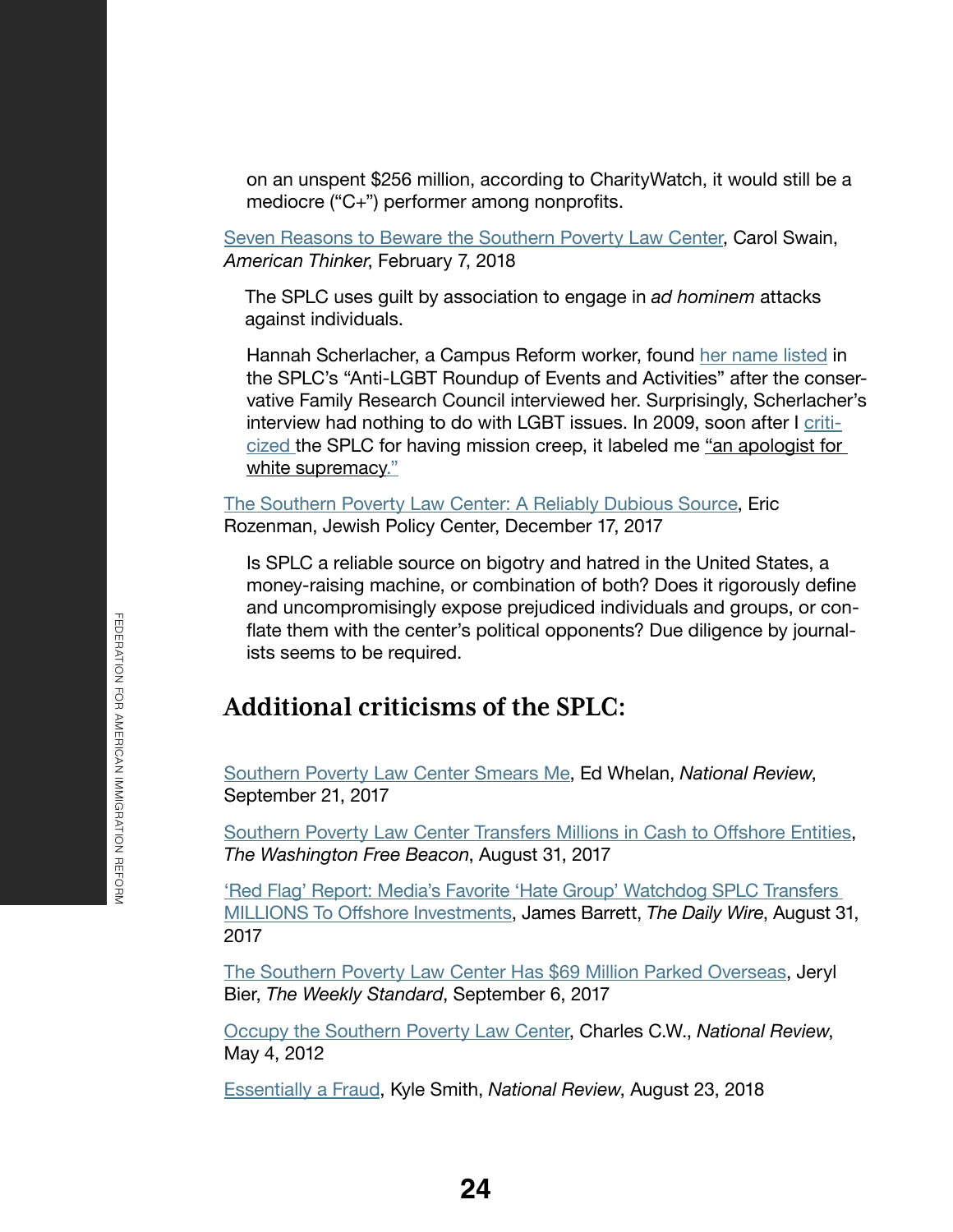on an unspent $256 million, according to CharityWatch, it would still be a mediocre ("C+") performer among nonprofits.

Seven Reasons to Beware the Southern Poverty Law Center, Carol Swain, *American Thinker*, February 7, 2018

> The SPLC uses guilt by association to engage in *ad hominem* attacks against individuals.
>
> Hannah Scherlacher, a Campus Reform worker, found her name listed in the SPLC's "Anti-LGBT Roundup of Events and Activities" after the conservative Family Research Council interviewed her. Surprisingly, Scherlacher's interview had nothing to do with LGBT issues. In 2009, soon after I criticized the SPLC for having mission creep, it labeled me "an apologist for white supremacy."

The Southern Poverty Law Center: A Reliably Dubious Source, Eric Rozenman, Jewish Policy Center, December 17, 2017

> Is SPLC a reliable source on bigotry and hatred in the United States, a money-raising machine, or combination of both? Does it rigorously define and uncompromisingly expose prejudiced individuals and groups, or conflate them with the center's political opponents? Due diligence by journalists seems to be required.

## Additional criticisms of the SPLC:

Southern Poverty Law Center Smears Me, Ed Whelan, *National Review*, September 21, 2017

Southern Poverty Law Center Transfers Millions in Cash to Offshore Entities, *The Washington Free Beacon*, August 31, 2017

'Red Flag' Report: Media's Favorite 'Hate Group' Watchdog SPLC Transfers MILLIONS To Offshore Investments, James Barrett, *The Daily Wire*, August 31, 2017

The Southern Poverty Law Center Has $69 Million Parked Overseas, Jeryl Bier, *The Weekly Standard*, September 6, 2017

Occupy the Southern Poverty Law Center, Charles C.W., *National Review*, May 4, 2012

Essentially a Fraud, Kyle Smith, *National Review*, August 23, 2018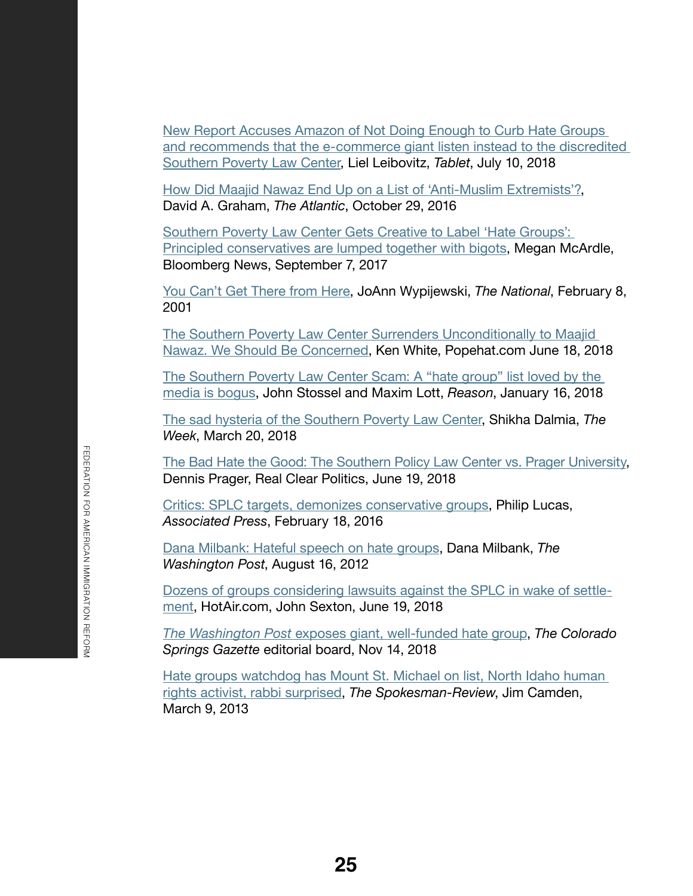New Report Accuses Amazon of Not Doing Enough to Curb Hate Groups and recommends that the e-commerce giant listen instead to the discredited Southern Poverty Law Center, Liel Leibovitz, *Tablet*, July 10, 2018

How Did Maajid Nawaz End Up on a List of 'Anti-Muslim Extremists'?, David A. Graham, *The Atlantic*, October 29, 2016

Southern Poverty Law Center Gets Creative to Label 'Hate Groups': Principled conservatives are lumped together with bigots, Megan McArdle, Bloomberg News, September 7, 2017

You Can't Get There from Here, JoAnn Wypijewski, *The National*, February 8, 2001

The Southern Poverty Law Center Surrenders Unconditionally to Maajid Nawaz. We Should Be Concerned, Ken White, Popehat.com June 18, 2018

The Southern Poverty Law Center Scam: A "hate group" list loved by the media is bogus, John Stossel and Maxim Lott, *Reason*, January 16, 2018

The sad hysteria of the Southern Poverty Law Center, Shikha Dalmia, *The Week*, March 20, 2018

The Bad Hate the Good: The Southern Policy Law Center vs. Prager University, Dennis Prager, Real Clear Politics, June 19, 2018

Critics: SPLC targets, demonizes conservative groups, Philip Lucas, *Associated Press*, February 18, 2016

Dana Milbank: Hateful speech on hate groups, Dana Milbank, *The Washington Post*, August 16, 2012

Dozens of groups considering lawsuits against the SPLC in wake of settlement, HotAir.com, John Sexton, June 19, 2018

*The Washington Post* exposes giant, well-funded hate group, *The Colorado Springs Gazette* editorial board, Nov 14, 2018

Hate groups watchdog has Mount St. Michael on list, North Idaho human rights activist, rabbi surprised, *The Spokesman-Review*, Jim Camden, March 9, 2013